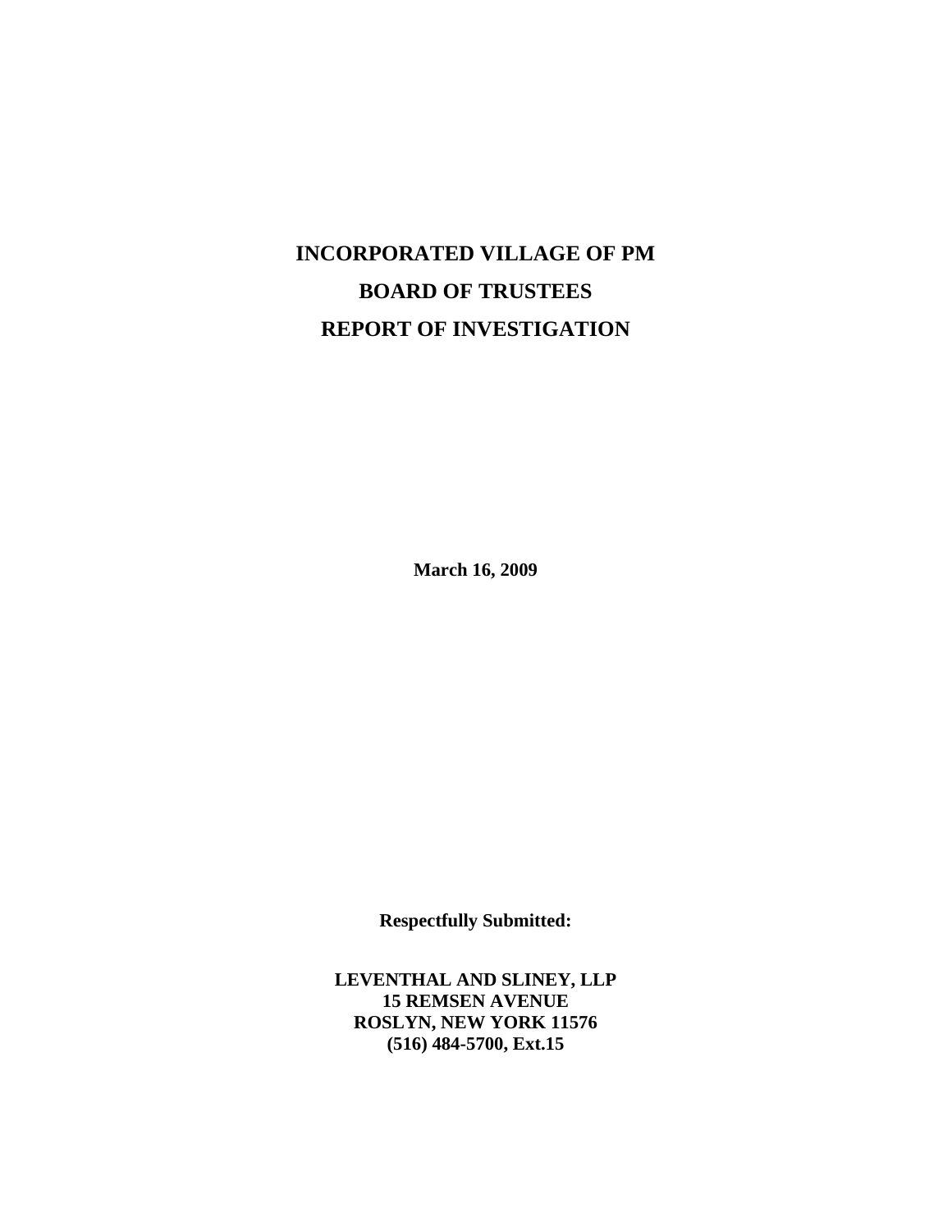# INCORPORATED VILLAGE OF PM

# BOARD OF TRUSTEES

# REPORT OF INVESTIGATION

**March 16, 2009**

**Respectfully Submitted:**

**LEVENTHAL AND SLINEY, LLP**
**15 REMSEN AVENUE**
**ROSLYN, NEW YORK 11576**
**(516) 484-5700, Ext.15**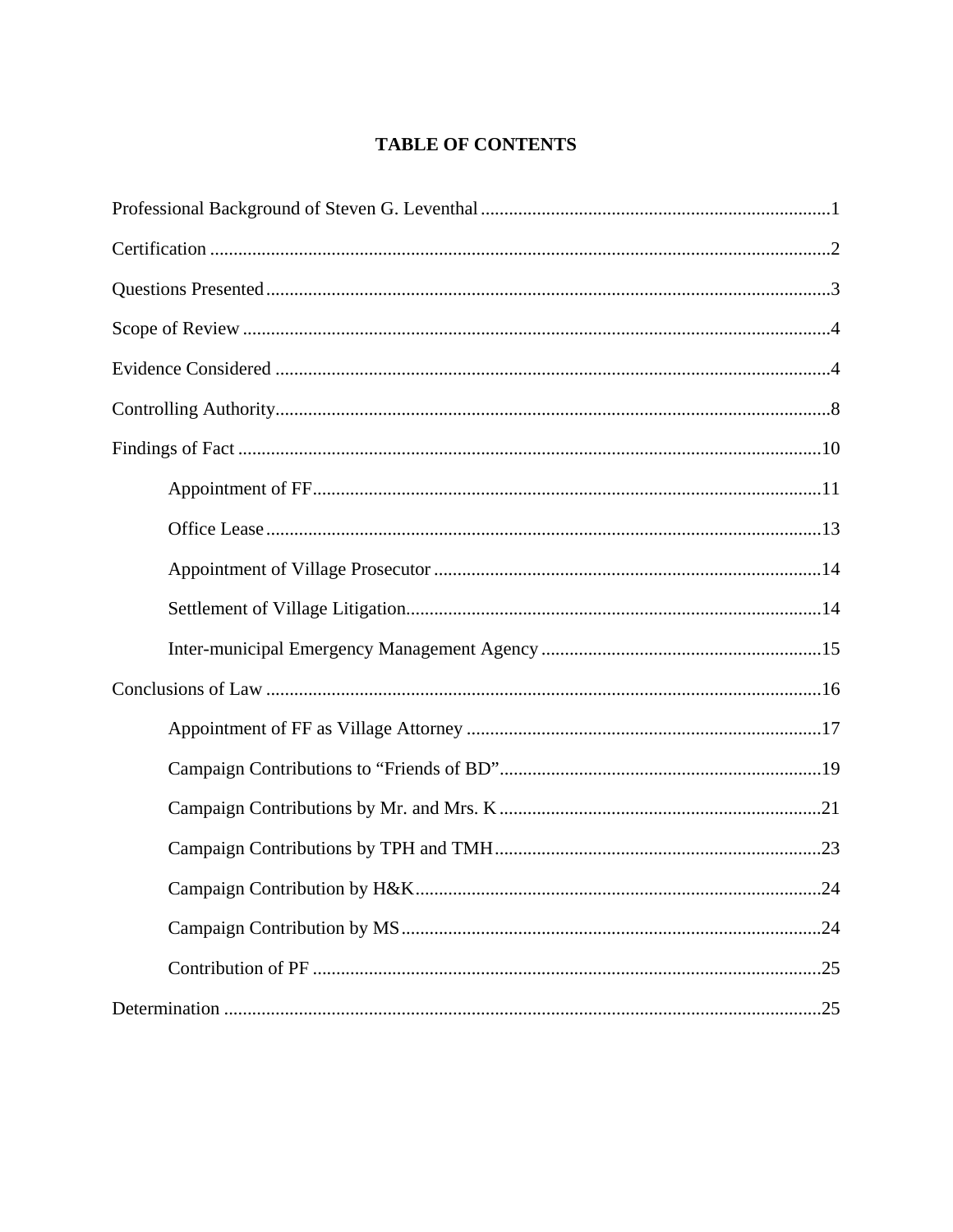# TABLE OF CONTENTS

Professional Background of Steven G. Leventhal ........................................................................1

Certification ....................................................................................................................2

Questions Presented .........................................................................................................3

Scope of Review ..............................................................................................................4

Evidence Considered ........................................................................................................4

Controlling Authority........................................................................................................8

Findings of Fact .............................................................................................................10

- Appointment of FF............................................................................................11
- Office Lease .....................................................................................................13
- Appointment of Village Prosecutor ..................................................................14
- Settlement of Village Litigation.........................................................................14
- Inter-municipal Emergency Management Agency ............................................15

Conclusions of Law ........................................................................................................16

- Appointment of FF as Village Attorney ............................................................17
- Campaign Contributions to “Friends of BD”.....................................................19
- Campaign Contributions by Mr. and Mrs. K .....................................................21
- Campaign Contributions by TPH and TMH.......................................................23
- Campaign Contribution by H&K.......................................................................24
- Campaign Contribution by MS..........................................................................24
- Contribution of PF .............................................................................................25

Determination .................................................................................................................25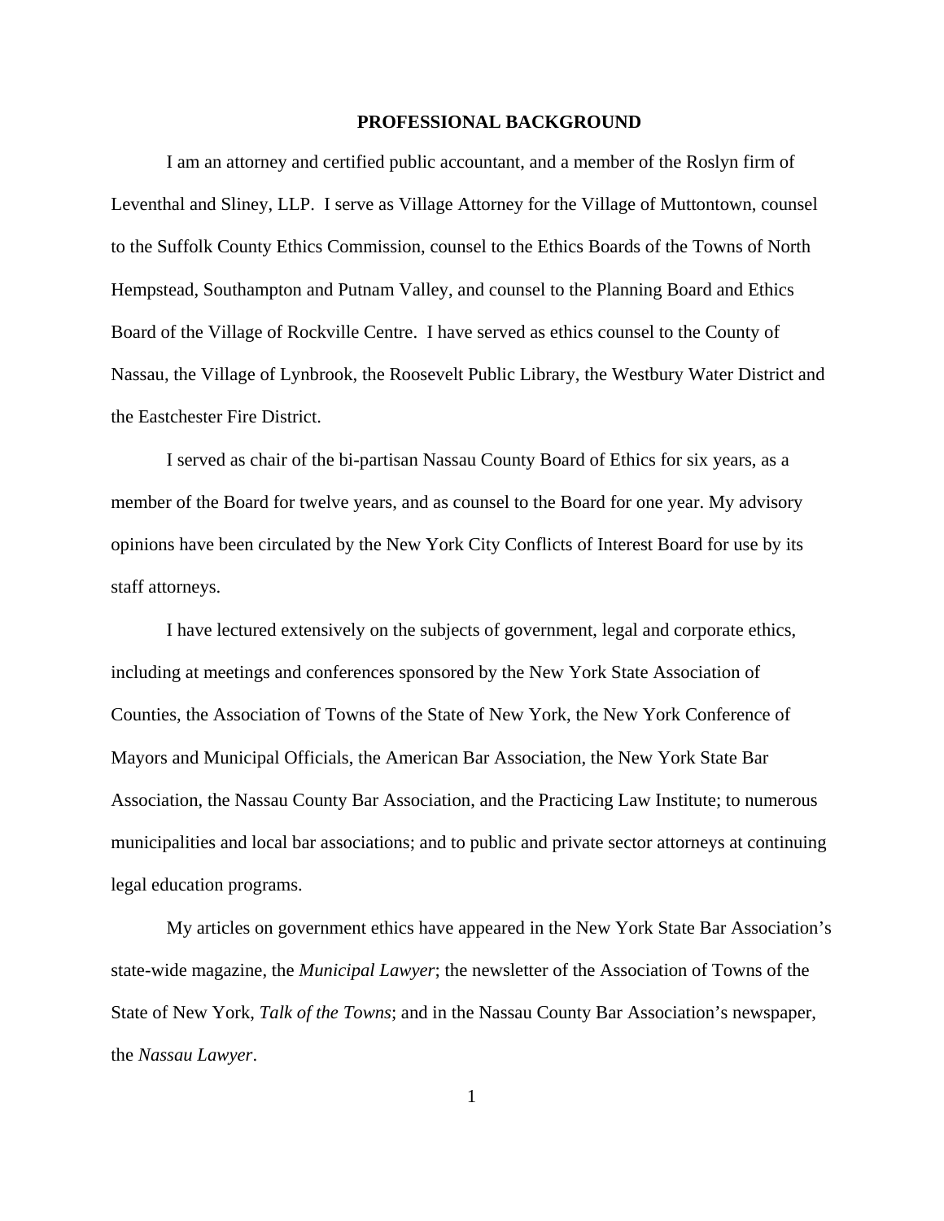# PROFESSIONAL BACKGROUND

I am an attorney and certified public accountant, and a member of the Roslyn firm of Leventhal and Sliney, LLP. I serve as Village Attorney for the Village of Muttontown, counsel to the Suffolk County Ethics Commission, counsel to the Ethics Boards of the Towns of North Hempstead, Southampton and Putnam Valley, and counsel to the Planning Board and Ethics Board of the Village of Rockville Centre. I have served as ethics counsel to the County of Nassau, the Village of Lynbrook, the Roosevelt Public Library, the Westbury Water District and the Eastchester Fire District.

I served as chair of the bi-partisan Nassau County Board of Ethics for six years, as a member of the Board for twelve years, and as counsel to the Board for one year. My advisory opinions have been circulated by the New York City Conflicts of Interest Board for use by its staff attorneys.

I have lectured extensively on the subjects of government, legal and corporate ethics, including at meetings and conferences sponsored by the New York State Association of Counties, the Association of Towns of the State of New York, the New York Conference of Mayors and Municipal Officials, the American Bar Association, the New York State Bar Association, the Nassau County Bar Association, and the Practicing Law Institute; to numerous municipalities and local bar associations; and to public and private sector attorneys at continuing legal education programs.

My articles on government ethics have appeared in the New York State Bar Association's state-wide magazine, the *Municipal Lawyer*; the newsletter of the Association of Towns of the State of New York, *Talk of the Towns*; and in the Nassau County Bar Association's newspaper, the *Nassau Lawyer*.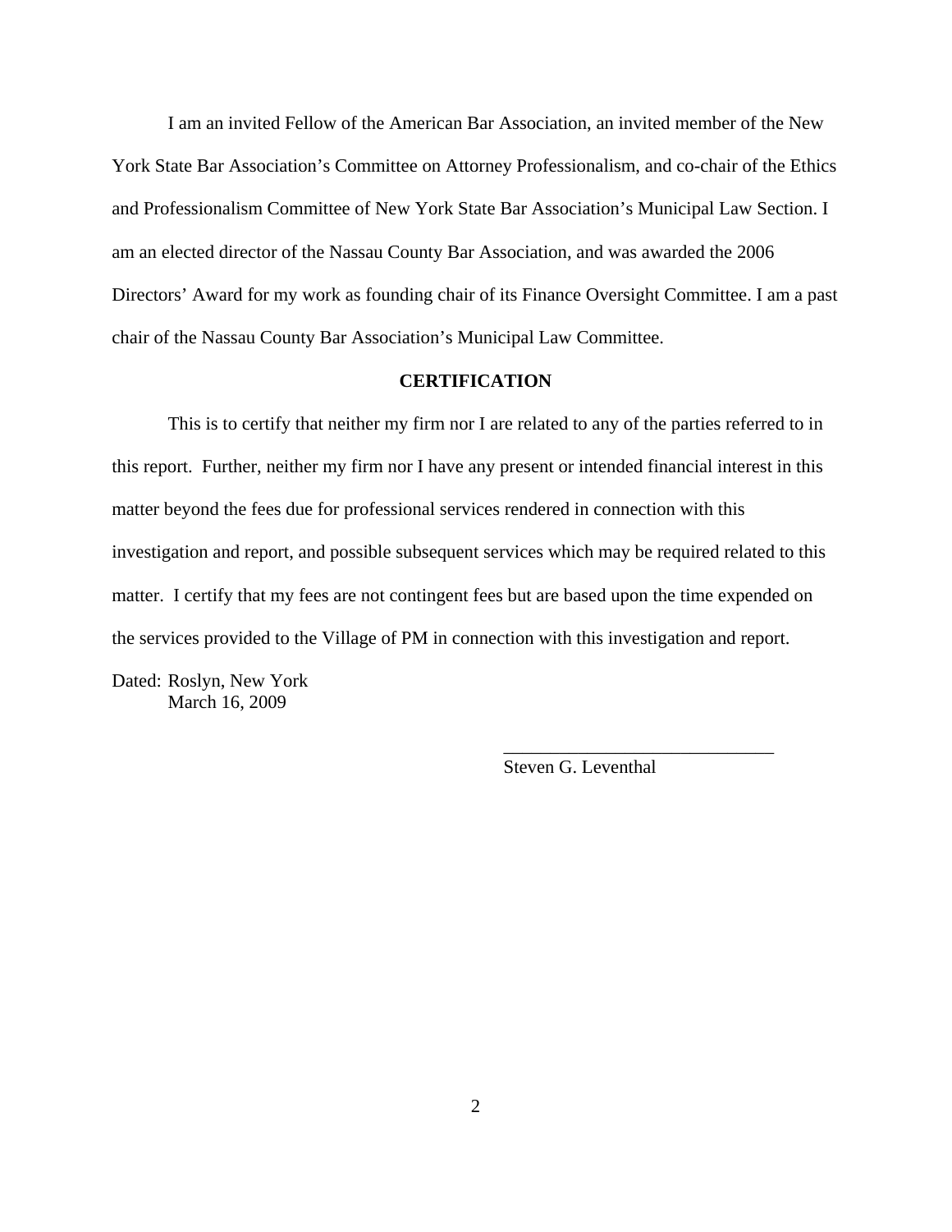I am an invited Fellow of the American Bar Association, an invited member of the New York State Bar Association's Committee on Attorney Professionalism, and co-chair of the Ethics and Professionalism Committee of New York State Bar Association's Municipal Law Section. I am an elected director of the Nassau County Bar Association, and was awarded the 2006 Directors' Award for my work as founding chair of its Finance Oversight Committee. I am a past chair of the Nassau County Bar Association's Municipal Law Committee.

## CERTIFICATION

This is to certify that neither my firm nor I are related to any of the parties referred to in this report. Further, neither my firm nor I have any present or intended financial interest in this matter beyond the fees due for professional services rendered in connection with this investigation and report, and possible subsequent services which may be required related to this matter. I certify that my fees are not contingent fees but are based upon the time expended on the services provided to the Village of PM in connection with this investigation and report.

Dated: Roslyn, New York
March 16, 2009

\_\_\_\_\_\_\_\_\_\_\_\_\_\_\_\_\_\_\_\_\_\_\_\_\_\_\_\_\_\_
Steven G. Leventhal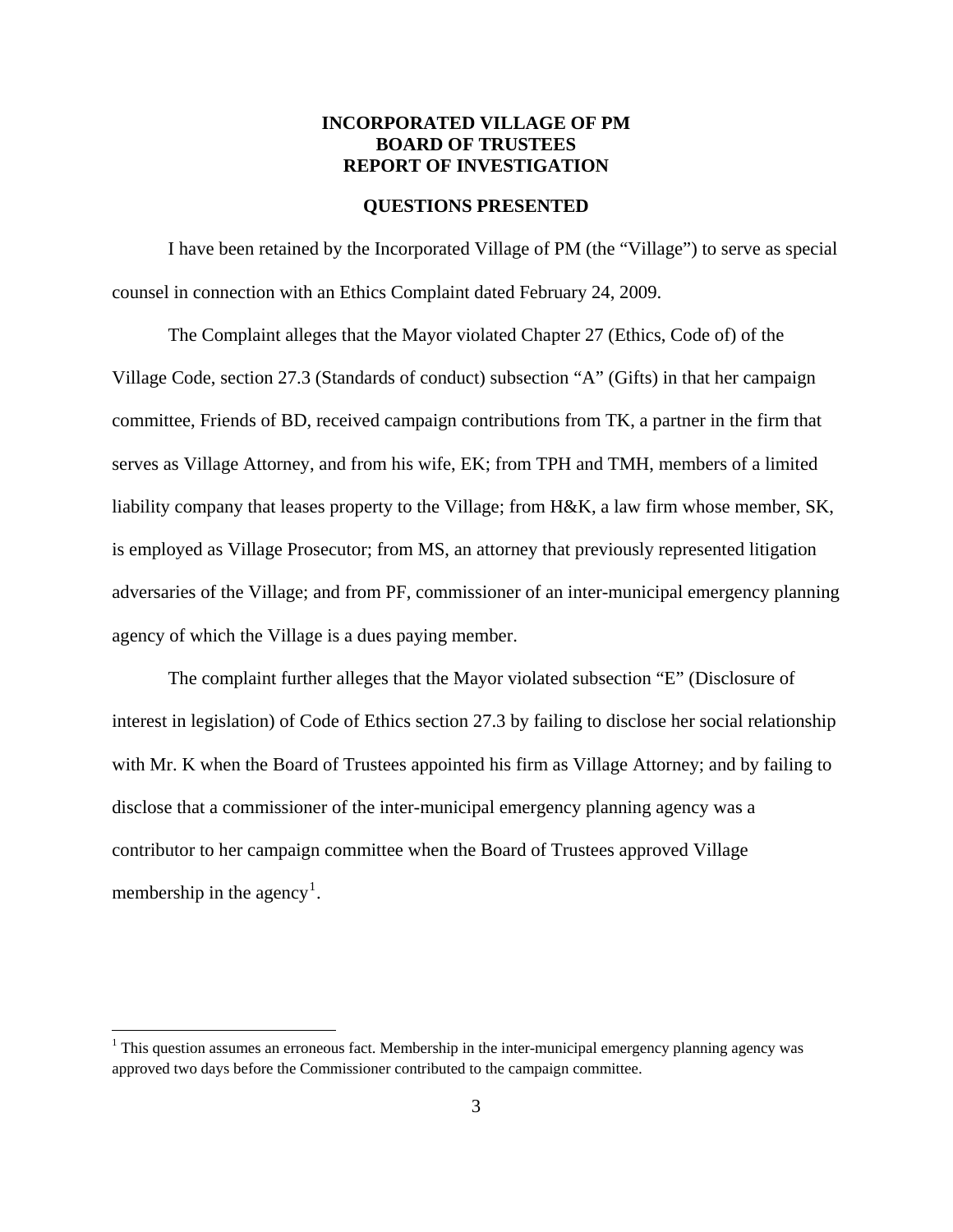**INCORPORATED VILLAGE OF PM**
**BOARD OF TRUSTEES**
**REPORT OF INVESTIGATION**

## QUESTIONS PRESENTED

I have been retained by the Incorporated Village of PM (the "Village") to serve as special counsel in connection with an Ethics Complaint dated February 24, 2009.

The Complaint alleges that the Mayor violated Chapter 27 (Ethics, Code of) of the Village Code, section 27.3 (Standards of conduct) subsection "A" (Gifts) in that her campaign committee, Friends of BD, received campaign contributions from TK, a partner in the firm that serves as Village Attorney, and from his wife, EK; from TPH and TMH, members of a limited liability company that leases property to the Village; from H&K, a law firm whose member, SK, is employed as Village Prosecutor; from MS, an attorney that previously represented litigation adversaries of the Village; and from PF, commissioner of an inter-municipal emergency planning agency of which the Village is a dues paying member.

The complaint further alleges that the Mayor violated subsection "E" (Disclosure of interest in legislation) of Code of Ethics section 27.3 by failing to disclose her social relationship with Mr. K when the Board of Trustees appointed his firm as Village Attorney; and by failing to disclose that a commissioner of the inter-municipal emergency planning agency was a contributor to her campaign committee when the Board of Trustees approved Village membership in the agency[1].

---

[1] This question assumes an erroneous fact. Membership in the inter-municipal emergency planning agency was approved two days before the Commissioner contributed to the campaign committee.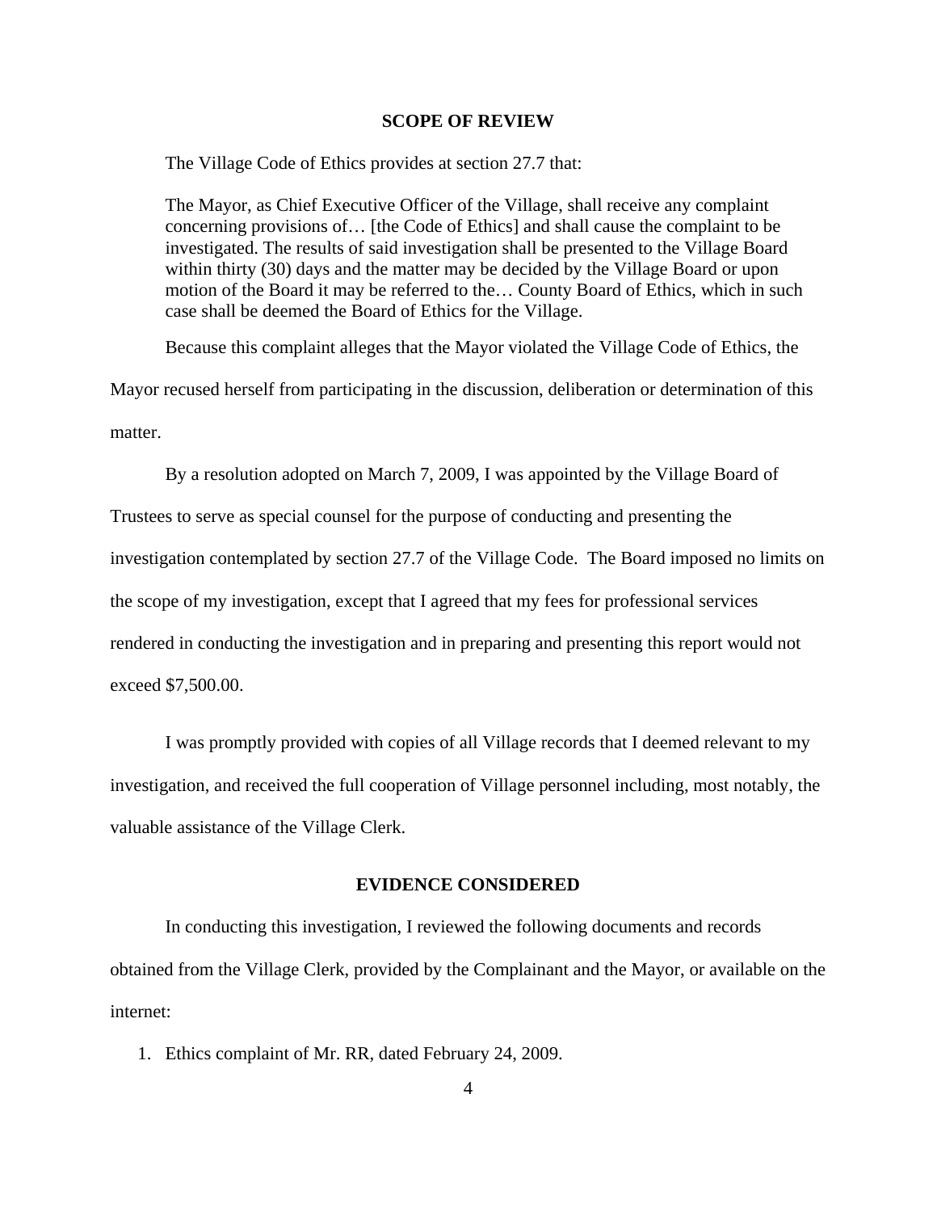## SCOPE OF REVIEW

The Village Code of Ethics provides at section 27.7 that:

> The Mayor, as Chief Executive Officer of the Village, shall receive any complaint concerning provisions of… [the Code of Ethics] and shall cause the complaint to be investigated. The results of said investigation shall be presented to the Village Board within thirty (30) days and the matter may be decided by the Village Board or upon motion of the Board it may be referred to the… County Board of Ethics, which in such case shall be deemed the Board of Ethics for the Village.

Because this complaint alleges that the Mayor violated the Village Code of Ethics, the Mayor recused herself from participating in the discussion, deliberation or determination of this matter.

By a resolution adopted on March 7, 2009, I was appointed by the Village Board of Trustees to serve as special counsel for the purpose of conducting and presenting the investigation contemplated by section 27.7 of the Village Code. The Board imposed no limits on the scope of my investigation, except that I agreed that my fees for professional services rendered in conducting the investigation and in preparing and presenting this report would not exceed $7,500.00.

I was promptly provided with copies of all Village records that I deemed relevant to my investigation, and received the full cooperation of Village personnel including, most notably, the valuable assistance of the Village Clerk.

## EVIDENCE CONSIDERED

In conducting this investigation, I reviewed the following documents and records obtained from the Village Clerk, provided by the Complainant and the Mayor, or available on the internet:

1. Ethics complaint of Mr. RR, dated February 24, 2009.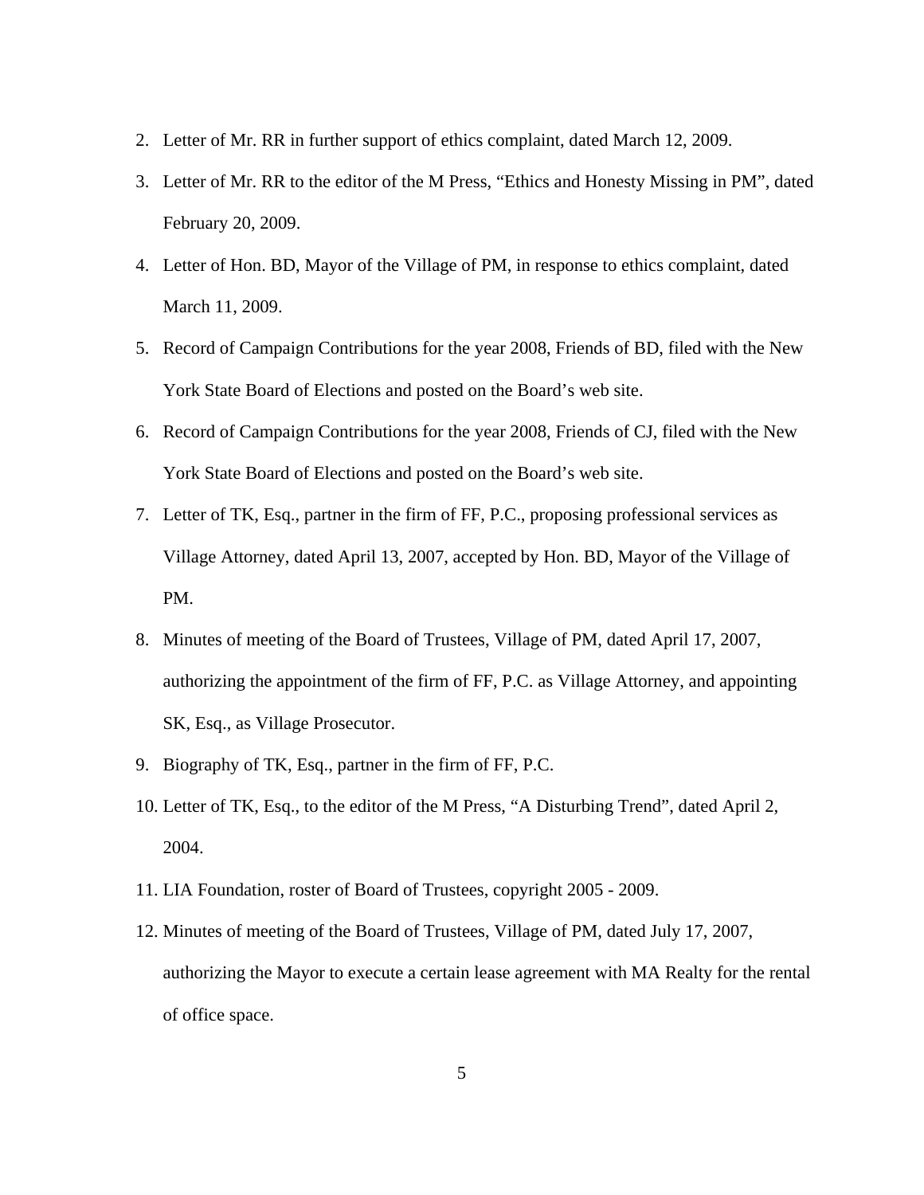2. Letter of Mr. RR in further support of ethics complaint, dated March 12, 2009.
3. Letter of Mr. RR to the editor of the M Press, "Ethics and Honesty Missing in PM", dated February 20, 2009.
4. Letter of Hon. BD, Mayor of the Village of PM, in response to ethics complaint, dated March 11, 2009.
5. Record of Campaign Contributions for the year 2008, Friends of BD, filed with the New York State Board of Elections and posted on the Board's web site.
6. Record of Campaign Contributions for the year 2008, Friends of CJ, filed with the New York State Board of Elections and posted on the Board's web site.
7. Letter of TK, Esq., partner in the firm of FF, P.C., proposing professional services as Village Attorney, dated April 13, 2007, accepted by Hon. BD, Mayor of the Village of PM.
8. Minutes of meeting of the Board of Trustees, Village of PM, dated April 17, 2007, authorizing the appointment of the firm of FF, P.C. as Village Attorney, and appointing SK, Esq., as Village Prosecutor.
9. Biography of TK, Esq., partner in the firm of FF, P.C.
10. Letter of TK, Esq., to the editor of the M Press, "A Disturbing Trend", dated April 2, 2004.
11. LIA Foundation, roster of Board of Trustees, copyright 2005 - 2009.
12. Minutes of meeting of the Board of Trustees, Village of PM, dated July 17, 2007, authorizing the Mayor to execute a certain lease agreement with MA Realty for the rental of office space.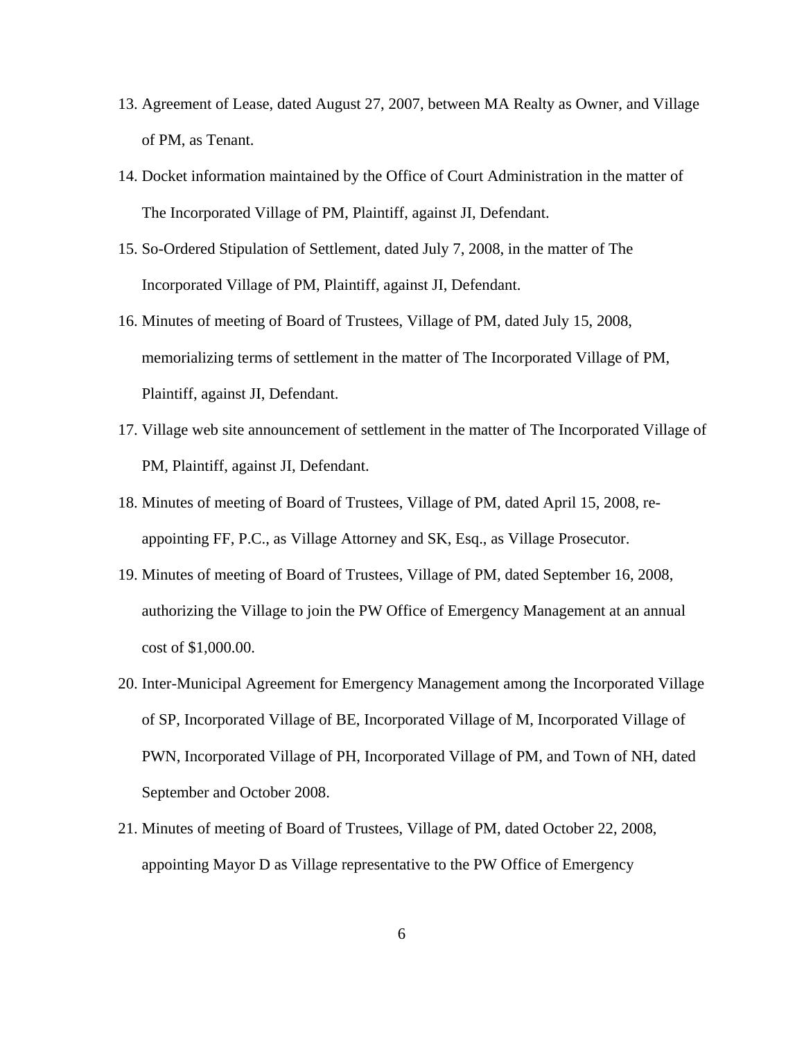13. Agreement of Lease, dated August 27, 2007, between MA Realty as Owner, and Village of PM, as Tenant.
14. Docket information maintained by the Office of Court Administration in the matter of The Incorporated Village of PM, Plaintiff, against JI, Defendant.
15. So-Ordered Stipulation of Settlement, dated July 7, 2008, in the matter of The Incorporated Village of PM, Plaintiff, against JI, Defendant.
16. Minutes of meeting of Board of Trustees, Village of PM, dated July 15, 2008, memorializing terms of settlement in the matter of The Incorporated Village of PM, Plaintiff, against JI, Defendant.
17. Village web site announcement of settlement in the matter of The Incorporated Village of PM, Plaintiff, against JI, Defendant.
18. Minutes of meeting of Board of Trustees, Village of PM, dated April 15, 2008, re-appointing FF, P.C., as Village Attorney and SK, Esq., as Village Prosecutor.
19. Minutes of meeting of Board of Trustees, Village of PM, dated September 16, 2008, authorizing the Village to join the PW Office of Emergency Management at an annual cost of $1,000.00.
20. Inter-Municipal Agreement for Emergency Management among the Incorporated Village of SP, Incorporated Village of BE, Incorporated Village of M, Incorporated Village of PWN, Incorporated Village of PH, Incorporated Village of PM, and Town of NH, dated September and October 2008.
21. Minutes of meeting of Board of Trustees, Village of PM, dated October 22, 2008, appointing Mayor D as Village representative to the PW Office of Emergency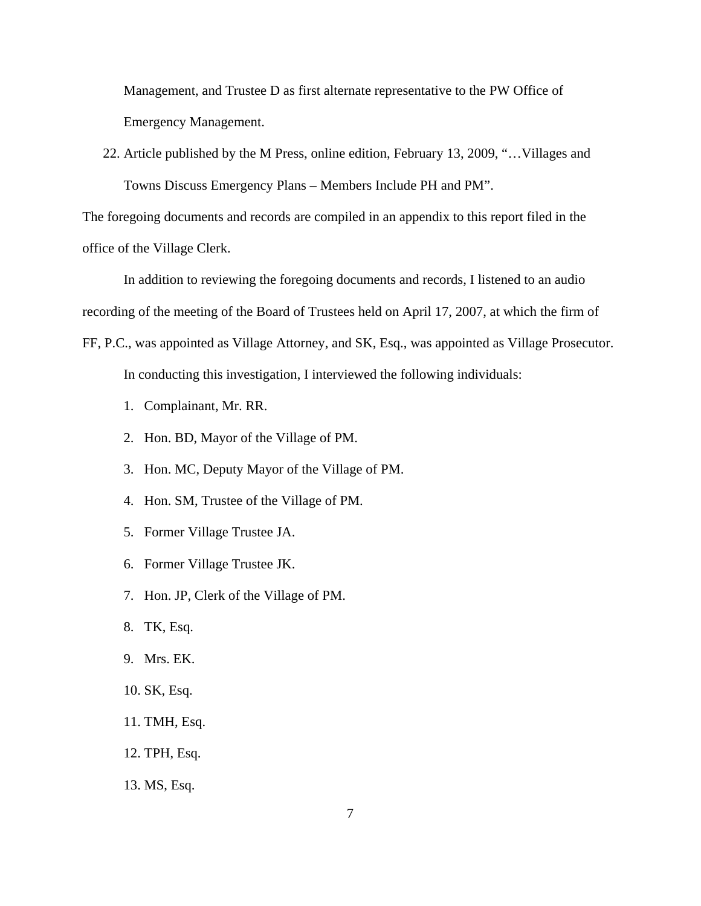Management, and Trustee D as first alternate representative to the PW Office of Emergency Management.

22. Article published by the M Press, online edition, February 13, 2009, "…Villages and Towns Discuss Emergency Plans – Members Include PH and PM".

The foregoing documents and records are compiled in an appendix to this report filed in the office of the Village Clerk.

In addition to reviewing the foregoing documents and records, I listened to an audio recording of the meeting of the Board of Trustees held on April 17, 2007, at which the firm of FF, P.C., was appointed as Village Attorney, and SK, Esq., was appointed as Village Prosecutor.

In conducting this investigation, I interviewed the following individuals:

1. Complainant, Mr. RR.
2. Hon. BD, Mayor of the Village of PM.
3. Hon. MC, Deputy Mayor of the Village of PM.
4. Hon. SM, Trustee of the Village of PM.
5. Former Village Trustee JA.
6. Former Village Trustee JK.
7. Hon. JP, Clerk of the Village of PM.
8. TK, Esq.
9. Mrs. EK.
10. SK, Esq.
11. TMH, Esq.
12. TPH, Esq.
13. MS, Esq.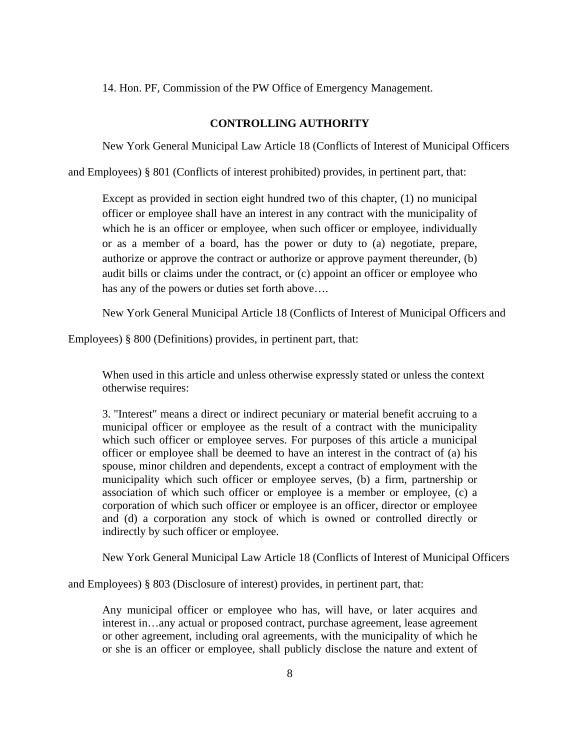14. Hon. PF, Commission of the PW Office of Emergency Management.

**CONTROLLING AUTHORITY**

New York General Municipal Law Article 18 (Conflicts of Interest of Municipal Officers and Employees) § 801 (Conflicts of interest prohibited) provides, in pertinent part, that:

> Except as provided in section eight hundred two of this chapter, (1) no municipal officer or employee shall have an interest in any contract with the municipality of which he is an officer or employee, when such officer or employee, individually or as a member of a board, has the power or duty to (a) negotiate, prepare, authorize or approve the contract or authorize or approve payment thereunder, (b) audit bills or claims under the contract, or (c) appoint an officer or employee who has any of the powers or duties set forth above….

New York General Municipal Article 18 (Conflicts of Interest of Municipal Officers and Employees) § 800 (Definitions) provides, in pertinent part, that:

> When used in this article and unless otherwise expressly stated or unless the context otherwise requires:
>
> 3. "Interest" means a direct or indirect pecuniary or material benefit accruing to a municipal officer or employee as the result of a contract with the municipality which such officer or employee serves. For purposes of this article a municipal officer or employee shall be deemed to have an interest in the contract of (a) his spouse, minor children and dependents, except a contract of employment with the municipality which such officer or employee serves, (b) a firm, partnership or association of which such officer or employee is a member or employee, (c) a corporation of which such officer or employee is an officer, director or employee and (d) a corporation any stock of which is owned or controlled directly or indirectly by such officer or employee.

New York General Municipal Law Article 18 (Conflicts of Interest of Municipal Officers and Employees) § 803 (Disclosure of interest) provides, in pertinent part, that:

> Any municipal officer or employee who has, will have, or later acquires and interest in…any actual or proposed contract, purchase agreement, lease agreement or other agreement, including oral agreements, with the municipality of which he or she is an officer or employee, shall publicly disclose the nature and extent of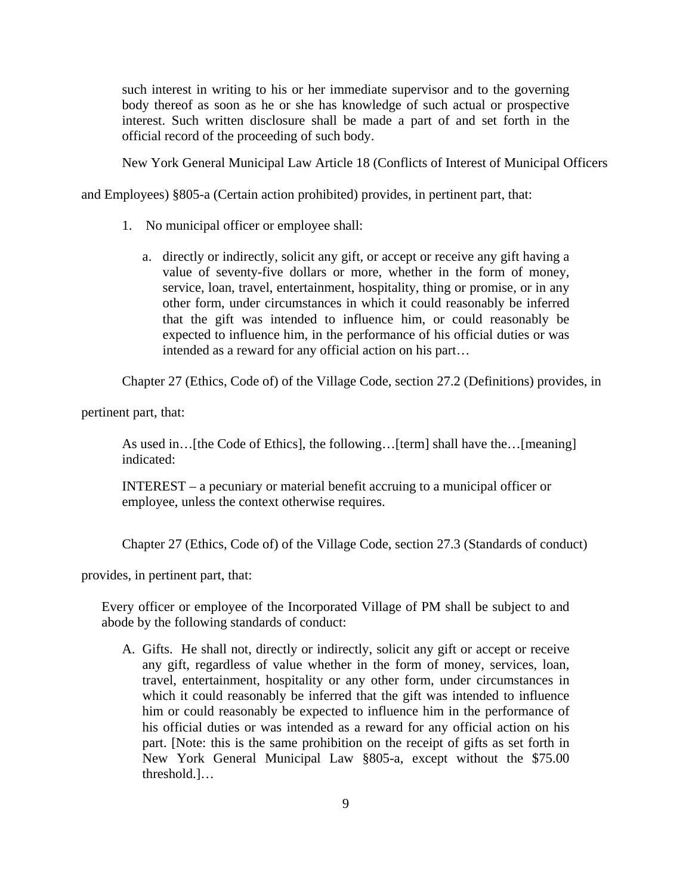> such interest in writing to his or her immediate supervisor and to the governing body thereof as soon as he or she has knowledge of such actual or prospective interest. Such written disclosure shall be made a part of and set forth in the official record of the proceeding of such body.

New York General Municipal Law Article 18 (Conflicts of Interest of Municipal Officers and Employees) §805-a (Certain action prohibited) provides, in pertinent part, that:

> 1. No municipal officer or employee shall:
>
>     a. directly or indirectly, solicit any gift, or accept or receive any gift having a value of seventy-five dollars or more, whether in the form of money, service, loan, travel, entertainment, hospitality, thing or promise, or in any other form, under circumstances in which it could reasonably be inferred that the gift was intended to influence him, or could reasonably be expected to influence him, in the performance of his official duties or was intended as a reward for any official action on his part…

Chapter 27 (Ethics, Code of) of the Village Code, section 27.2 (Definitions) provides, in pertinent part, that:

> As used in…[the Code of Ethics], the following…[term] shall have the…[meaning] indicated:
>
> INTEREST – a pecuniary or material benefit accruing to a municipal officer or employee, unless the context otherwise requires.

Chapter 27 (Ethics, Code of) of the Village Code, section 27.3 (Standards of conduct) provides, in pertinent part, that:

> Every officer or employee of the Incorporated Village of PM shall be subject to and abode by the following standards of conduct:
>
> A. Gifts. He shall not, directly or indirectly, solicit any gift or accept or receive any gift, regardless of value whether in the form of money, services, loan, travel, entertainment, hospitality or any other form, under circumstances in which it could reasonably be inferred that the gift was intended to influence him or could reasonably be expected to influence him in the performance of his official duties or was intended as a reward for any official action on his part. [Note: this is the same prohibition on the receipt of gifts as set forth in New York General Municipal Law §805-a, except without the $75.00 threshold.]…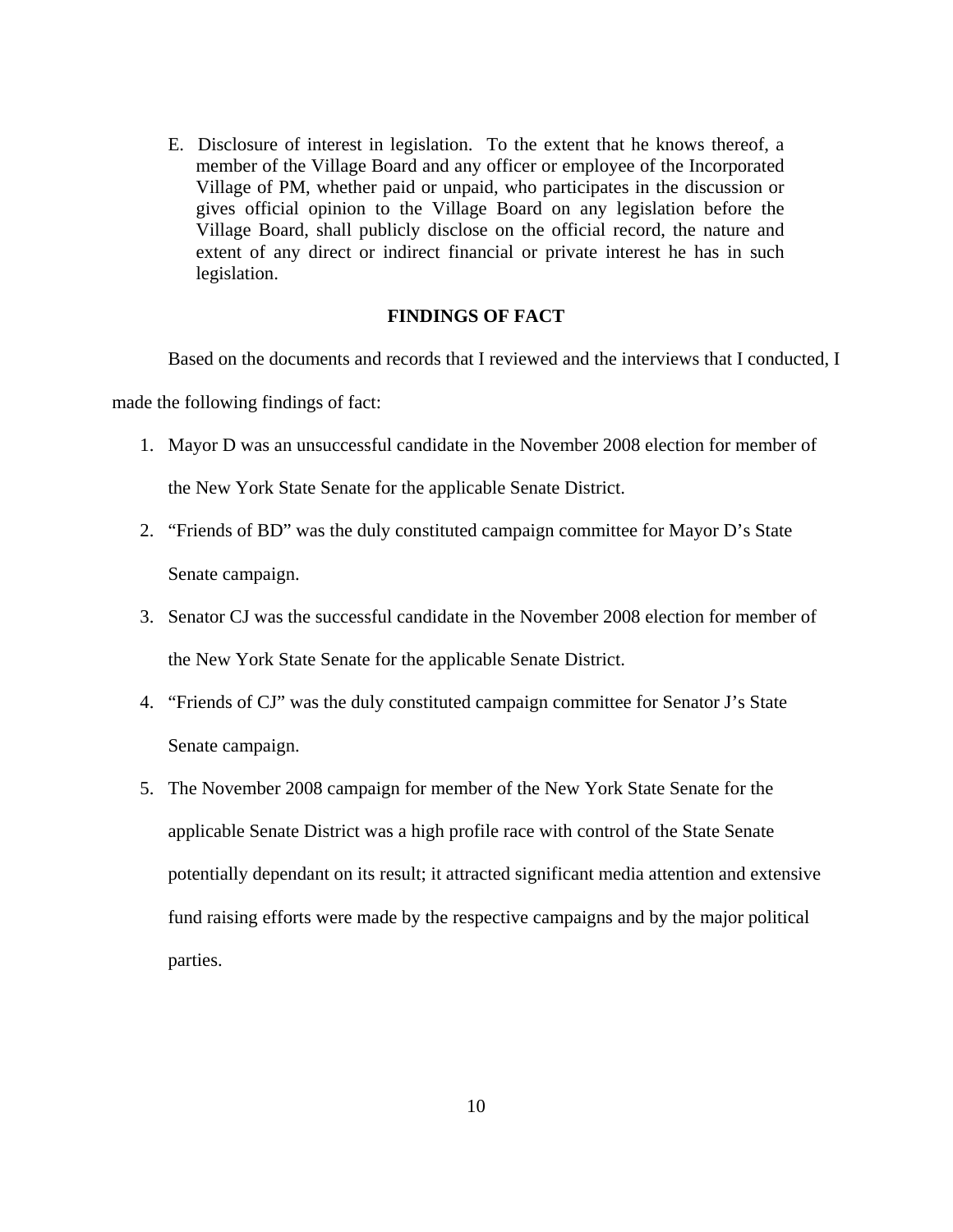E. Disclosure of interest in legislation. To the extent that he knows thereof, a member of the Village Board and any officer or employee of the Incorporated Village of PM, whether paid or unpaid, who participates in the discussion or gives official opinion to the Village Board on any legislation before the Village Board, shall publicly disclose on the official record, the nature and extent of any direct or indirect financial or private interest he has in such legislation.

**FINDINGS OF FACT**

Based on the documents and records that I reviewed and the interviews that I conducted, I made the following findings of fact:

1. Mayor D was an unsuccessful candidate in the November 2008 election for member of the New York State Senate for the applicable Senate District.
2. "Friends of BD" was the duly constituted campaign committee for Mayor D's State Senate campaign.
3. Senator CJ was the successful candidate in the November 2008 election for member of the New York State Senate for the applicable Senate District.
4. "Friends of CJ" was the duly constituted campaign committee for Senator J's State Senate campaign.
5. The November 2008 campaign for member of the New York State Senate for the applicable Senate District was a high profile race with control of the State Senate potentially dependant on its result; it attracted significant media attention and extensive fund raising efforts were made by the respective campaigns and by the major political parties.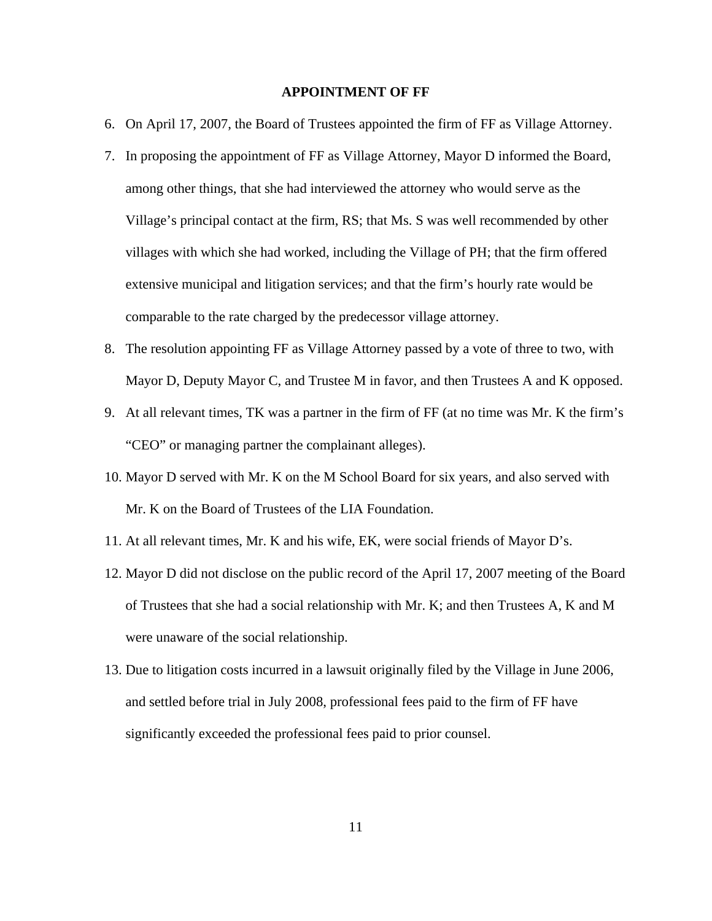## APPOINTMENT OF FF

6. On April 17, 2007, the Board of Trustees appointed the firm of FF as Village Attorney.
7. In proposing the appointment of FF as Village Attorney, Mayor D informed the Board, among other things, that she had interviewed the attorney who would serve as the Village's principal contact at the firm, RS; that Ms. S was well recommended by other villages with which she had worked, including the Village of PH; that the firm offered extensive municipal and litigation services; and that the firm's hourly rate would be comparable to the rate charged by the predecessor village attorney.
8. The resolution appointing FF as Village Attorney passed by a vote of three to two, with Mayor D, Deputy Mayor C, and Trustee M in favor, and then Trustees A and K opposed.
9. At all relevant times, TK was a partner in the firm of FF (at no time was Mr. K the firm's "CEO" or managing partner the complainant alleges).
10. Mayor D served with Mr. K on the M School Board for six years, and also served with Mr. K on the Board of Trustees of the LIA Foundation.
11. At all relevant times, Mr. K and his wife, EK, were social friends of Mayor D's.
12. Mayor D did not disclose on the public record of the April 17, 2007 meeting of the Board of Trustees that she had a social relationship with Mr. K; and then Trustees A, K and M were unaware of the social relationship.
13. Due to litigation costs incurred in a lawsuit originally filed by the Village in June 2006, and settled before trial in July 2008, professional fees paid to the firm of FF have significantly exceeded the professional fees paid to prior counsel.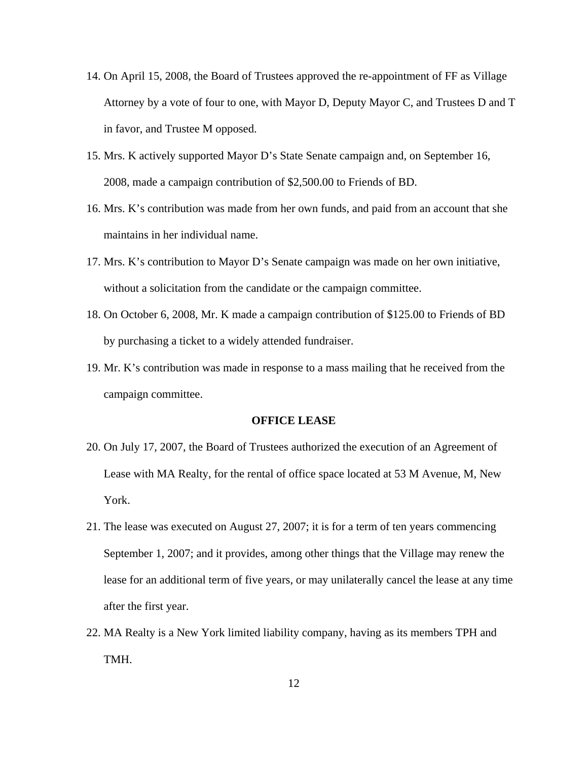14. On April 15, 2008, the Board of Trustees approved the re-appointment of FF as Village Attorney by a vote of four to one, with Mayor D, Deputy Mayor C, and Trustees D and T in favor, and Trustee M opposed.
15. Mrs. K actively supported Mayor D's State Senate campaign and, on September 16, 2008, made a campaign contribution of $2,500.00 to Friends of BD.
16. Mrs. K's contribution was made from her own funds, and paid from an account that she maintains in her individual name.
17. Mrs. K's contribution to Mayor D's Senate campaign was made on her own initiative, without a solicitation from the candidate or the campaign committee.
18. On October 6, 2008, Mr. K made a campaign contribution of $125.00 to Friends of BD by purchasing a ticket to a widely attended fundraiser.
19. Mr. K's contribution was made in response to a mass mailing that he received from the campaign committee.

**OFFICE LEASE**

20. On July 17, 2007, the Board of Trustees authorized the execution of an Agreement of Lease with MA Realty, for the rental of office space located at 53 M Avenue, M, New York.
21. The lease was executed on August 27, 2007; it is for a term of ten years commencing September 1, 2007; and it provides, among other things that the Village may renew the lease for an additional term of five years, or may unilaterally cancel the lease at any time after the first year.
22. MA Realty is a New York limited liability company, having as its members TPH and TMH.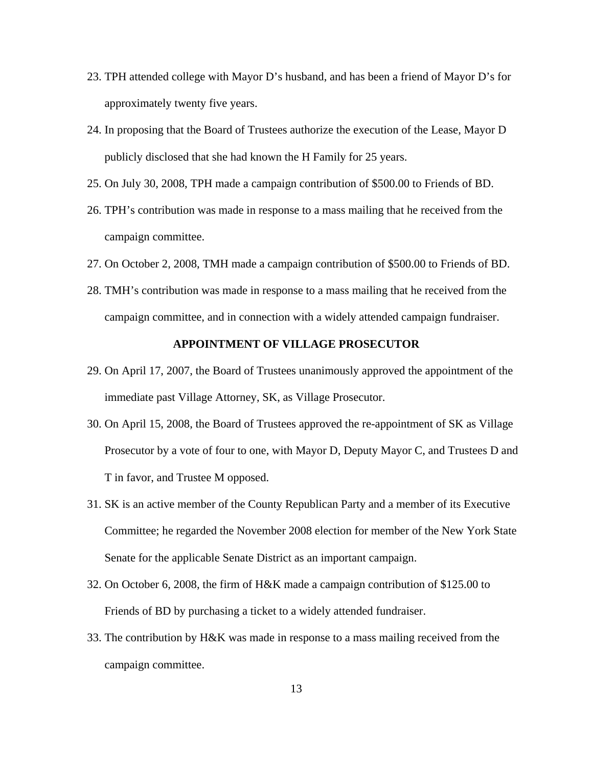23. TPH attended college with Mayor D's husband, and has been a friend of Mayor D's for approximately twenty five years.
24. In proposing that the Board of Trustees authorize the execution of the Lease, Mayor D publicly disclosed that she had known the H Family for 25 years.
25. On July 30, 2008, TPH made a campaign contribution of $500.00 to Friends of BD.
26. TPH's contribution was made in response to a mass mailing that he received from the campaign committee.
27. On October 2, 2008, TMH made a campaign contribution of $500.00 to Friends of BD.
28. TMH's contribution was made in response to a mass mailing that he received from the campaign committee, and in connection with a widely attended campaign fundraiser.

## APPOINTMENT OF VILLAGE PROSECUTOR

29. On April 17, 2007, the Board of Trustees unanimously approved the appointment of the immediate past Village Attorney, SK, as Village Prosecutor.
30. On April 15, 2008, the Board of Trustees approved the re-appointment of SK as Village Prosecutor by a vote of four to one, with Mayor D, Deputy Mayor C, and Trustees D and T in favor, and Trustee M opposed.
31. SK is an active member of the County Republican Party and a member of its Executive Committee; he regarded the November 2008 election for member of the New York State Senate for the applicable Senate District as an important campaign.
32. On October 6, 2008, the firm of H&K made a campaign contribution of $125.00 to Friends of BD by purchasing a ticket to a widely attended fundraiser.
33. The contribution by H&K was made in response to a mass mailing received from the campaign committee.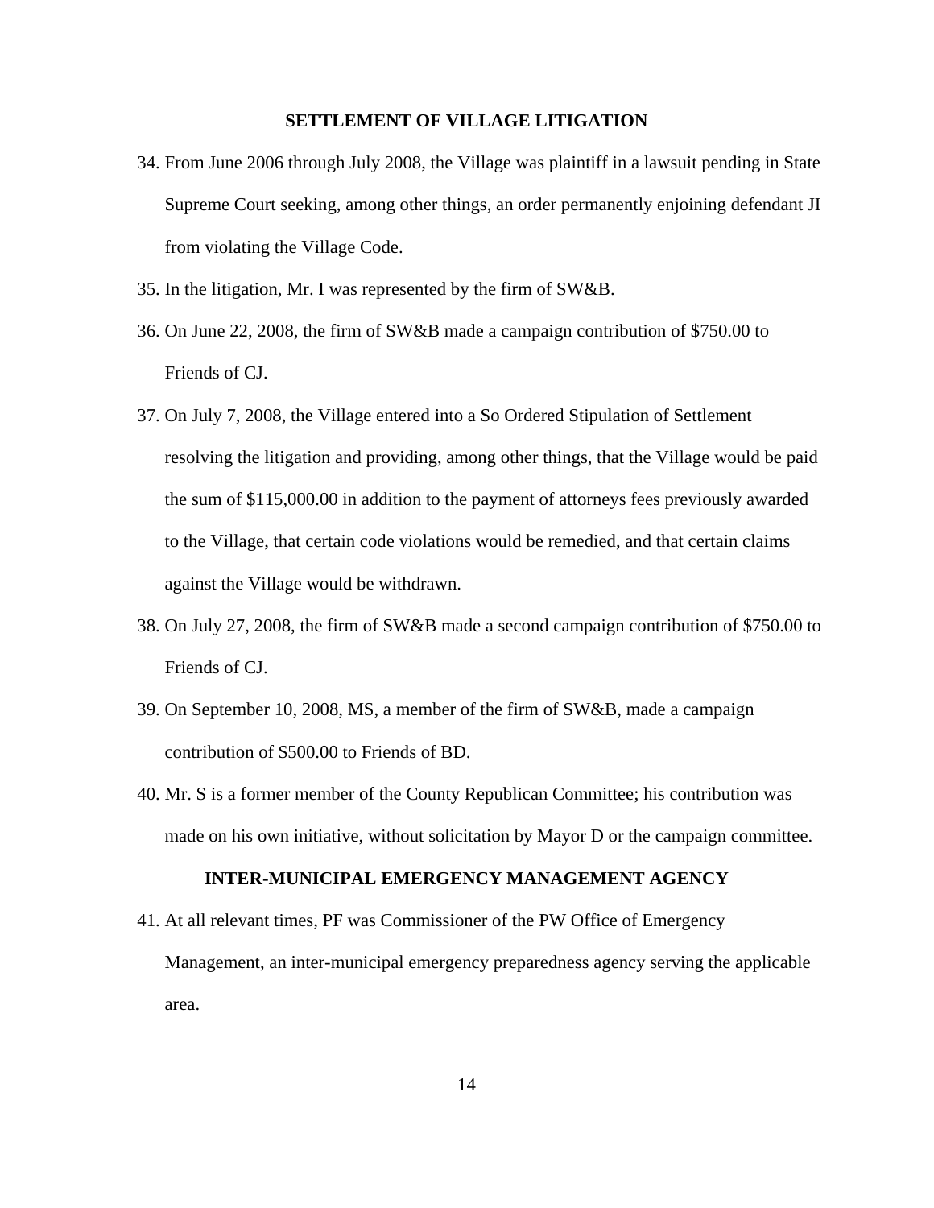## SETTLEMENT OF VILLAGE LITIGATION

34. From June 2006 through July 2008, the Village was plaintiff in a lawsuit pending in State Supreme Court seeking, among other things, an order permanently enjoining defendant JI from violating the Village Code.

35. In the litigation, Mr. I was represented by the firm of SW&B.

36. On June 22, 2008, the firm of SW&B made a campaign contribution of $750.00 to Friends of CJ.

37. On July 7, 2008, the Village entered into a So Ordered Stipulation of Settlement resolving the litigation and providing, among other things, that the Village would be paid the sum of $115,000.00 in addition to the payment of attorneys fees previously awarded to the Village, that certain code violations would be remedied, and that certain claims against the Village would be withdrawn.

38. On July 27, 2008, the firm of SW&B made a second campaign contribution of $750.00 to Friends of CJ.

39. On September 10, 2008, MS, a member of the firm of SW&B, made a campaign contribution of $500.00 to Friends of BD.

40. Mr. S is a former member of the County Republican Committee; his contribution was made on his own initiative, without solicitation by Mayor D or the campaign committee.

## INTER-MUNICIPAL EMERGENCY MANAGEMENT AGENCY

41. At all relevant times, PF was Commissioner of the PW Office of Emergency Management, an inter-municipal emergency preparedness agency serving the applicable area.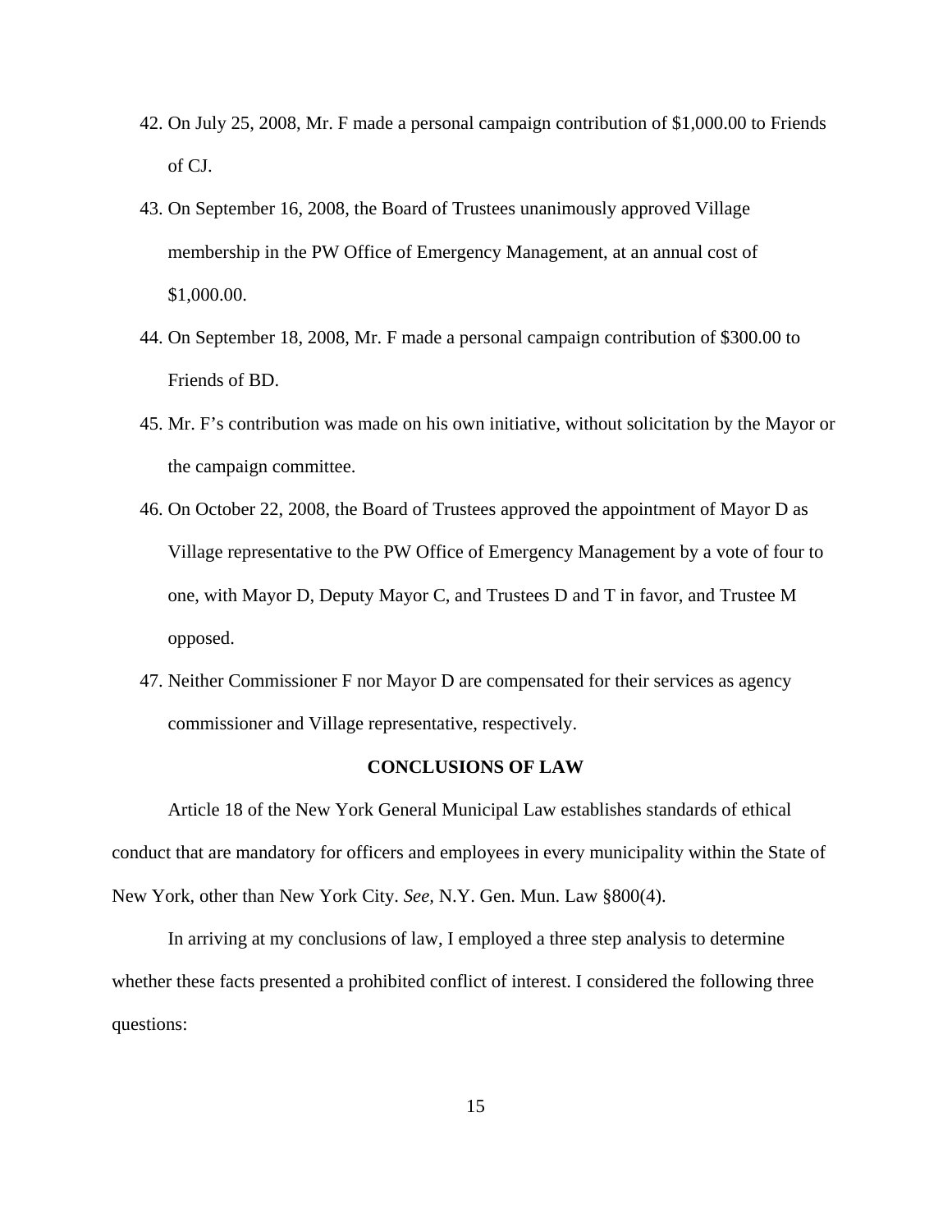42. On July 25, 2008, Mr. F made a personal campaign contribution of $1,000.00 to Friends of CJ.

43. On September 16, 2008, the Board of Trustees unanimously approved Village membership in the PW Office of Emergency Management, at an annual cost of $1,000.00.

44. On September 18, 2008, Mr. F made a personal campaign contribution of $300.00 to Friends of BD.

45. Mr. F's contribution was made on his own initiative, without solicitation by the Mayor or the campaign committee.

46. On October 22, 2008, the Board of Trustees approved the appointment of Mayor D as Village representative to the PW Office of Emergency Management by a vote of four to one, with Mayor D, Deputy Mayor C, and Trustees D and T in favor, and Trustee M opposed.

47. Neither Commissioner F nor Mayor D are compensated for their services as agency commissioner and Village representative, respectively.

**CONCLUSIONS OF LAW**

Article 18 of the New York General Municipal Law establishes standards of ethical conduct that are mandatory for officers and employees in every municipality within the State of New York, other than New York City. *See,* N.Y. Gen. Mun. Law §800(4).

In arriving at my conclusions of law, I employed a three step analysis to determine whether these facts presented a prohibited conflict of interest. I considered the following three questions: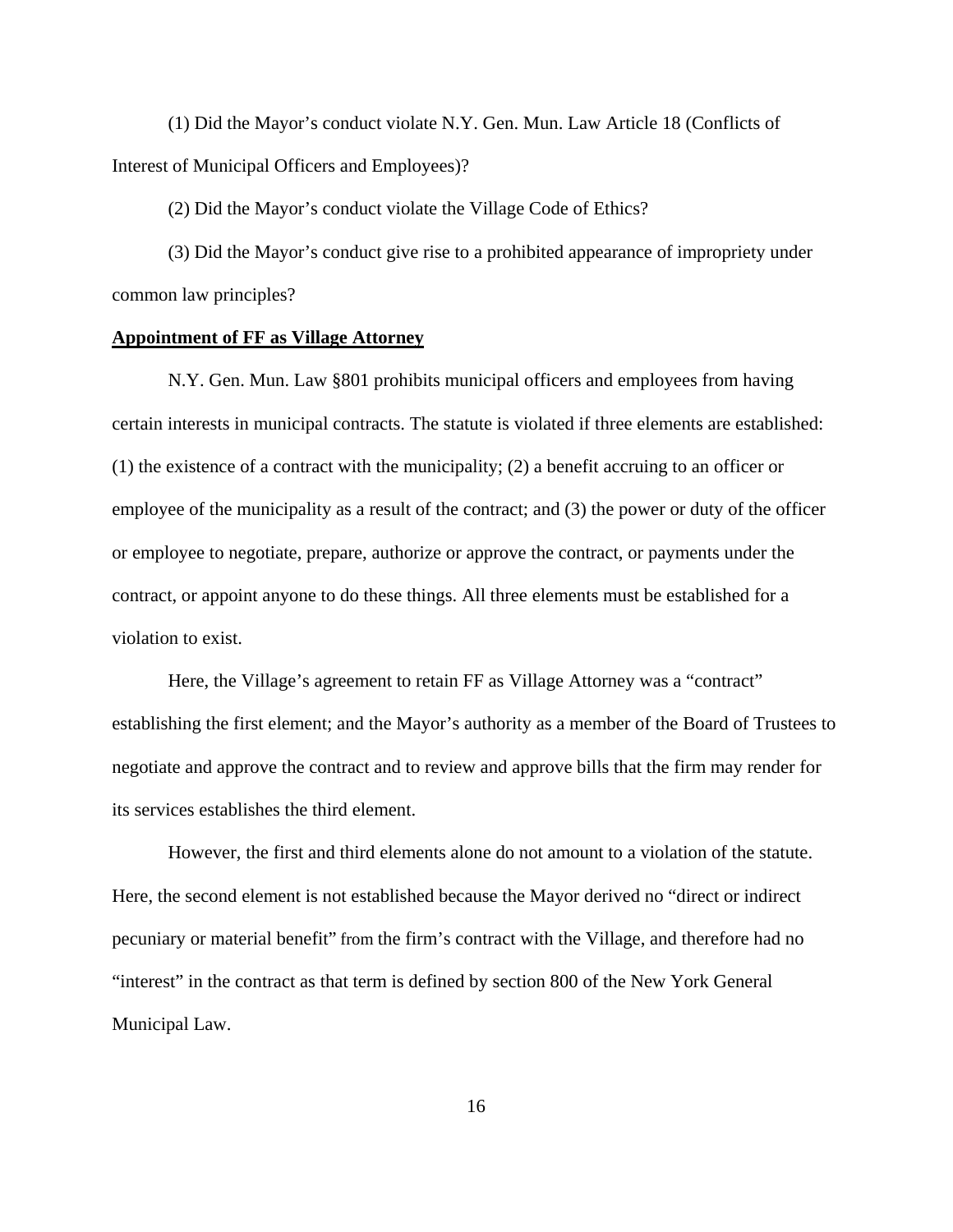(1) Did the Mayor's conduct violate N.Y. Gen. Mun. Law Article 18 (Conflicts of Interest of Municipal Officers and Employees)?

(2) Did the Mayor's conduct violate the Village Code of Ethics?

(3) Did the Mayor's conduct give rise to a prohibited appearance of impropriety under common law principles?

**Appointment of FF as Village Attorney**

N.Y. Gen. Mun. Law §801 prohibits municipal officers and employees from having certain interests in municipal contracts. The statute is violated if three elements are established: (1) the existence of a contract with the municipality; (2) a benefit accruing to an officer or employee of the municipality as a result of the contract; and (3) the power or duty of the officer or employee to negotiate, prepare, authorize or approve the contract, or payments under the contract, or appoint anyone to do these things. All three elements must be established for a violation to exist.

Here, the Village's agreement to retain FF as Village Attorney was a "contract" establishing the first element; and the Mayor's authority as a member of the Board of Trustees to negotiate and approve the contract and to review and approve bills that the firm may render for its services establishes the third element.

However, the first and third elements alone do not amount to a violation of the statute. Here, the second element is not established because the Mayor derived no "direct or indirect pecuniary or material benefit" from the firm's contract with the Village, and therefore had no "interest" in the contract as that term is defined by section 800 of the New York General Municipal Law.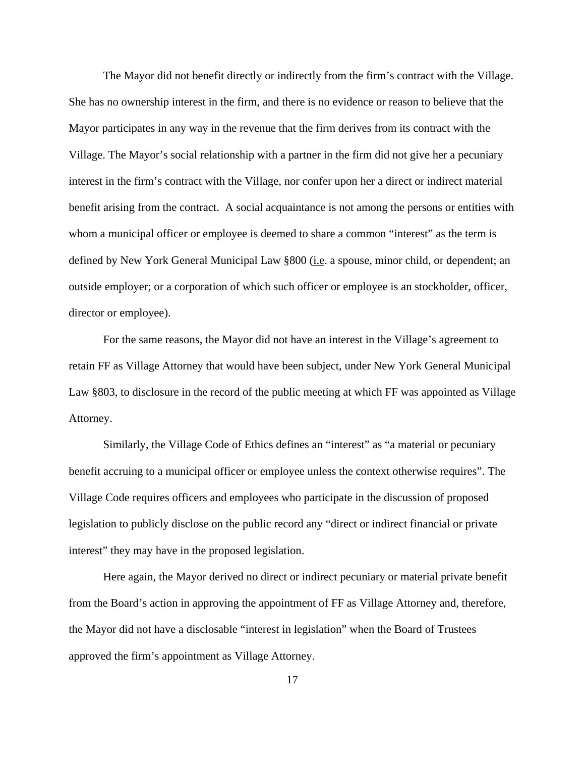The Mayor did not benefit directly or indirectly from the firm's contract with the Village. She has no ownership interest in the firm, and there is no evidence or reason to believe that the Mayor participates in any way in the revenue that the firm derives from its contract with the Village. The Mayor's social relationship with a partner in the firm did not give her a pecuniary interest in the firm's contract with the Village, nor confer upon her a direct or indirect material benefit arising from the contract. A social acquaintance is not among the persons or entities with whom a municipal officer or employee is deemed to share a common "interest" as the term is defined by New York General Municipal Law §800 (i.e. a spouse, minor child, or dependent; an outside employer; or a corporation of which such officer or employee is an stockholder, officer, director or employee).

For the same reasons, the Mayor did not have an interest in the Village's agreement to retain FF as Village Attorney that would have been subject, under New York General Municipal Law §803, to disclosure in the record of the public meeting at which FF was appointed as Village Attorney.

Similarly, the Village Code of Ethics defines an "interest" as "a material or pecuniary benefit accruing to a municipal officer or employee unless the context otherwise requires". The Village Code requires officers and employees who participate in the discussion of proposed legislation to publicly disclose on the public record any "direct or indirect financial or private interest" they may have in the proposed legislation.

Here again, the Mayor derived no direct or indirect pecuniary or material private benefit from the Board's action in approving the appointment of FF as Village Attorney and, therefore, the Mayor did not have a disclosable "interest in legislation" when the Board of Trustees approved the firm's appointment as Village Attorney.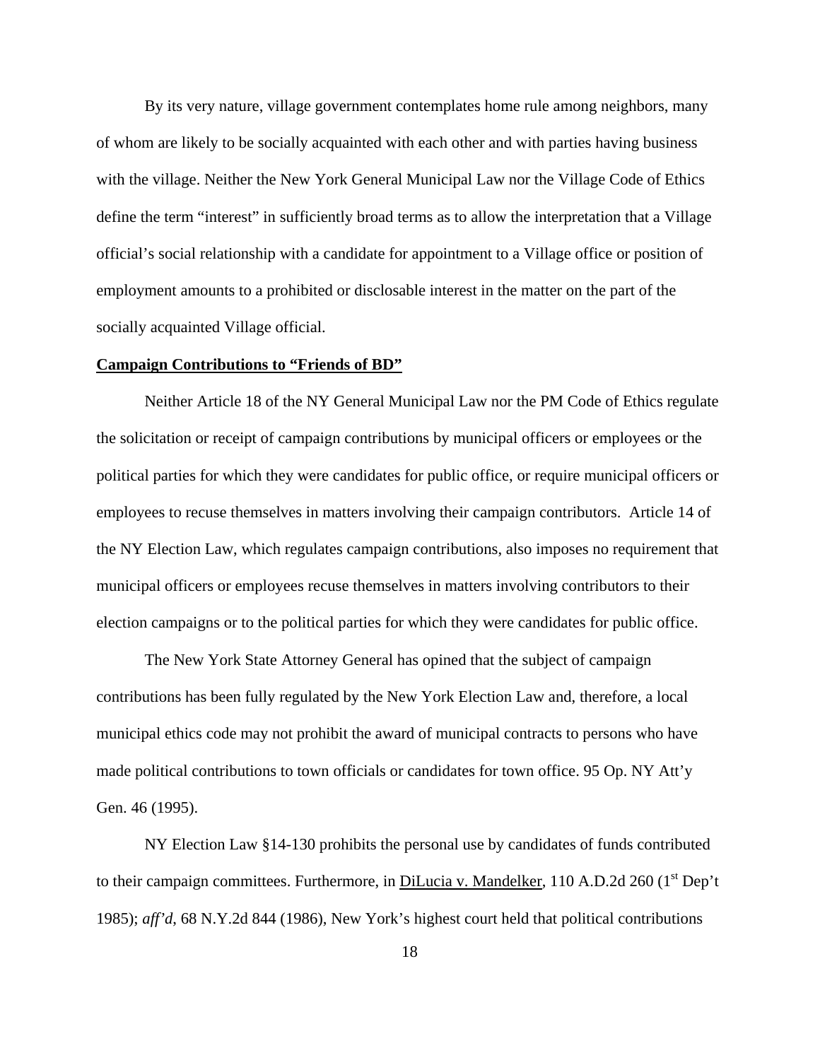By its very nature, village government contemplates home rule among neighbors, many of whom are likely to be socially acquainted with each other and with parties having business with the village. Neither the New York General Municipal Law nor the Village Code of Ethics define the term "interest" in sufficiently broad terms as to allow the interpretation that a Village official's social relationship with a candidate for appointment to a Village office or position of employment amounts to a prohibited or disclosable interest in the matter on the part of the socially acquainted Village official.

**Campaign Contributions to "Friends of BD"**

Neither Article 18 of the NY General Municipal Law nor the PM Code of Ethics regulate the solicitation or receipt of campaign contributions by municipal officers or employees or the political parties for which they were candidates for public office, or require municipal officers or employees to recuse themselves in matters involving their campaign contributors. Article 14 of the NY Election Law, which regulates campaign contributions, also imposes no requirement that municipal officers or employees recuse themselves in matters involving contributors to their election campaigns or to the political parties for which they were candidates for public office.

The New York State Attorney General has opined that the subject of campaign contributions has been fully regulated by the New York Election Law and, therefore, a local municipal ethics code may not prohibit the award of municipal contracts to persons who have made political contributions to town officials or candidates for town office. 95 Op. NY Att'y Gen. 46 (1995).

NY Election Law §14-130 prohibits the personal use by candidates of funds contributed to their campaign committees. Furthermore, in DiLucia v. Mandelker, 110 A.D.2d 260 (1st Dep't 1985); *aff'd*, 68 N.Y.2d 844 (1986), New York's highest court held that political contributions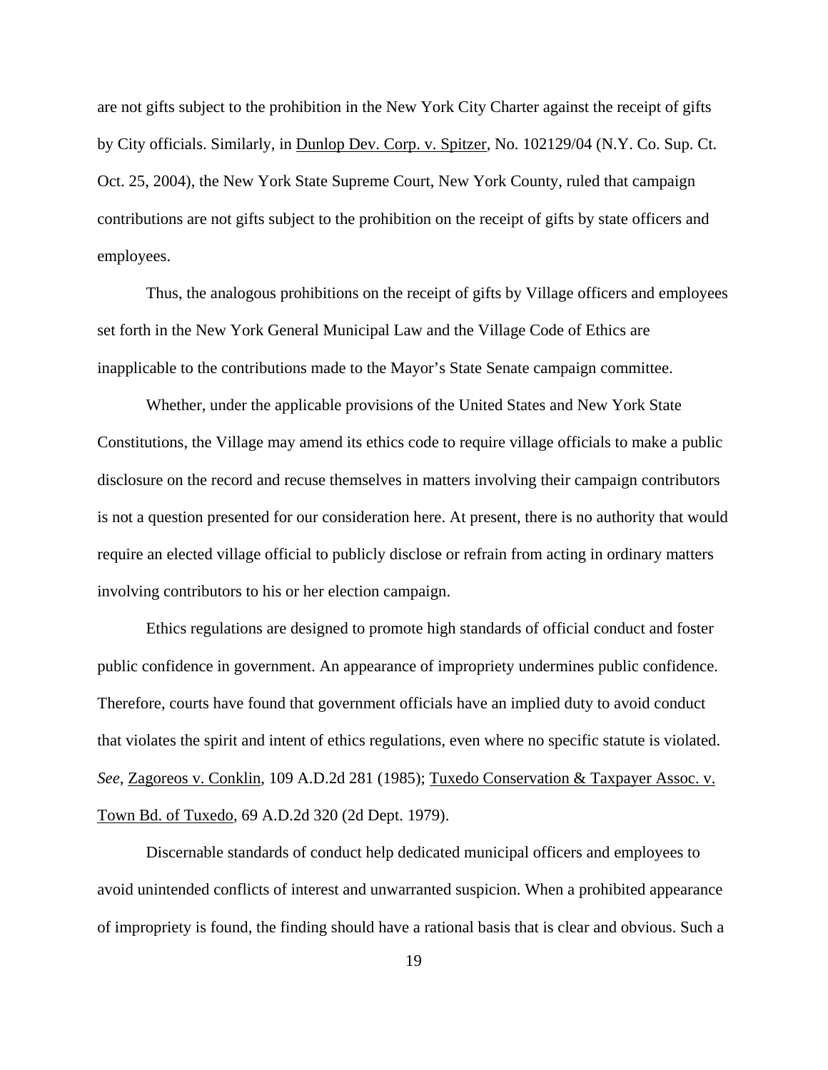are not gifts subject to the prohibition in the New York City Charter against the receipt of gifts by City officials. Similarly, in Dunlop Dev. Corp. v. Spitzer, No. 102129/04 (N.Y. Co. Sup. Ct. Oct. 25, 2004), the New York State Supreme Court, New York County, ruled that campaign contributions are not gifts subject to the prohibition on the receipt of gifts by state officers and employees.

Thus, the analogous prohibitions on the receipt of gifts by Village officers and employees set forth in the New York General Municipal Law and the Village Code of Ethics are inapplicable to the contributions made to the Mayor's State Senate campaign committee.

Whether, under the applicable provisions of the United States and New York State Constitutions, the Village may amend its ethics code to require village officials to make a public disclosure on the record and recuse themselves in matters involving their campaign contributors is not a question presented for our consideration here. At present, there is no authority that would require an elected village official to publicly disclose or refrain from acting in ordinary matters involving contributors to his or her election campaign.

Ethics regulations are designed to promote high standards of official conduct and foster public confidence in government. An appearance of impropriety undermines public confidence. Therefore, courts have found that government officials have an implied duty to avoid conduct that violates the spirit and intent of ethics regulations, even where no specific statute is violated. *See*, Zagoreos v. Conklin, 109 A.D.2d 281 (1985); Tuxedo Conservation & Taxpayer Assoc. v. Town Bd. of Tuxedo, 69 A.D.2d 320 (2d Dept. 1979).

Discernable standards of conduct help dedicated municipal officers and employees to avoid unintended conflicts of interest and unwarranted suspicion. When a prohibited appearance of impropriety is found, the finding should have a rational basis that is clear and obvious. Such a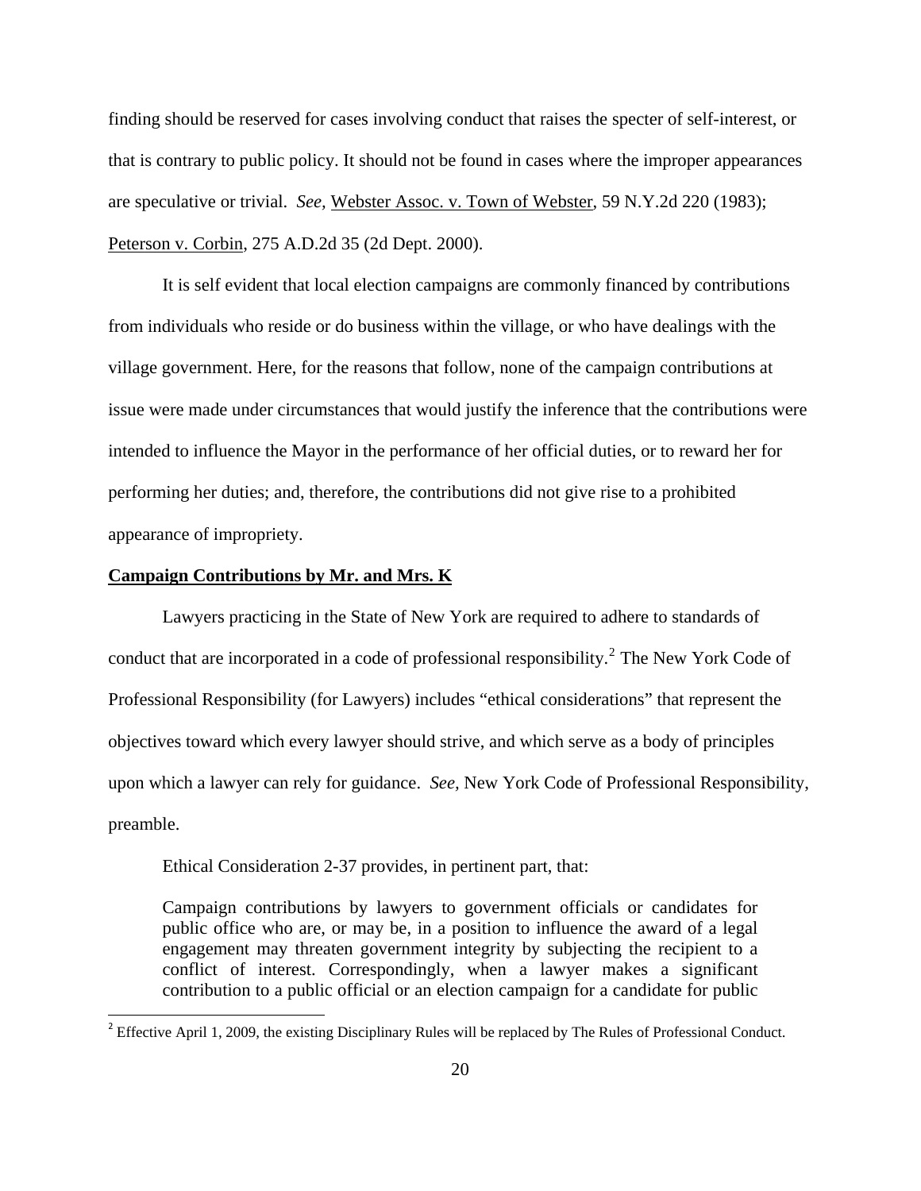finding should be reserved for cases involving conduct that raises the specter of self-interest, or that is contrary to public policy. It should not be found in cases where the improper appearances are speculative or trivial. *See*, Webster Assoc. v. Town of Webster, 59 N.Y.2d 220 (1983); Peterson v. Corbin, 275 A.D.2d 35 (2d Dept. 2000).

It is self evident that local election campaigns are commonly financed by contributions from individuals who reside or do business within the village, or who have dealings with the village government. Here, for the reasons that follow, none of the campaign contributions at issue were made under circumstances that would justify the inference that the contributions were intended to influence the Mayor in the performance of her official duties, or to reward her for performing her duties; and, therefore, the contributions did not give rise to a prohibited appearance of impropriety.

**Campaign Contributions by Mr. and Mrs. K**

Lawyers practicing in the State of New York are required to adhere to standards of conduct that are incorporated in a code of professional responsibility.[2] The New York Code of Professional Responsibility (for Lawyers) includes "ethical considerations" that represent the objectives toward which every lawyer should strive, and which serve as a body of principles upon which a lawyer can rely for guidance. *See,* New York Code of Professional Responsibility, preamble.

Ethical Consideration 2-37 provides, in pertinent part, that:

> Campaign contributions by lawyers to government officials or candidates for public office who are, or may be, in a position to influence the award of a legal engagement may threaten government integrity by subjecting the recipient to a conflict of interest. Correspondingly, when a lawyer makes a significant contribution to a public official or an election campaign for a candidate for public

[2] Effective April 1, 2009, the existing Disciplinary Rules will be replaced by The Rules of Professional Conduct.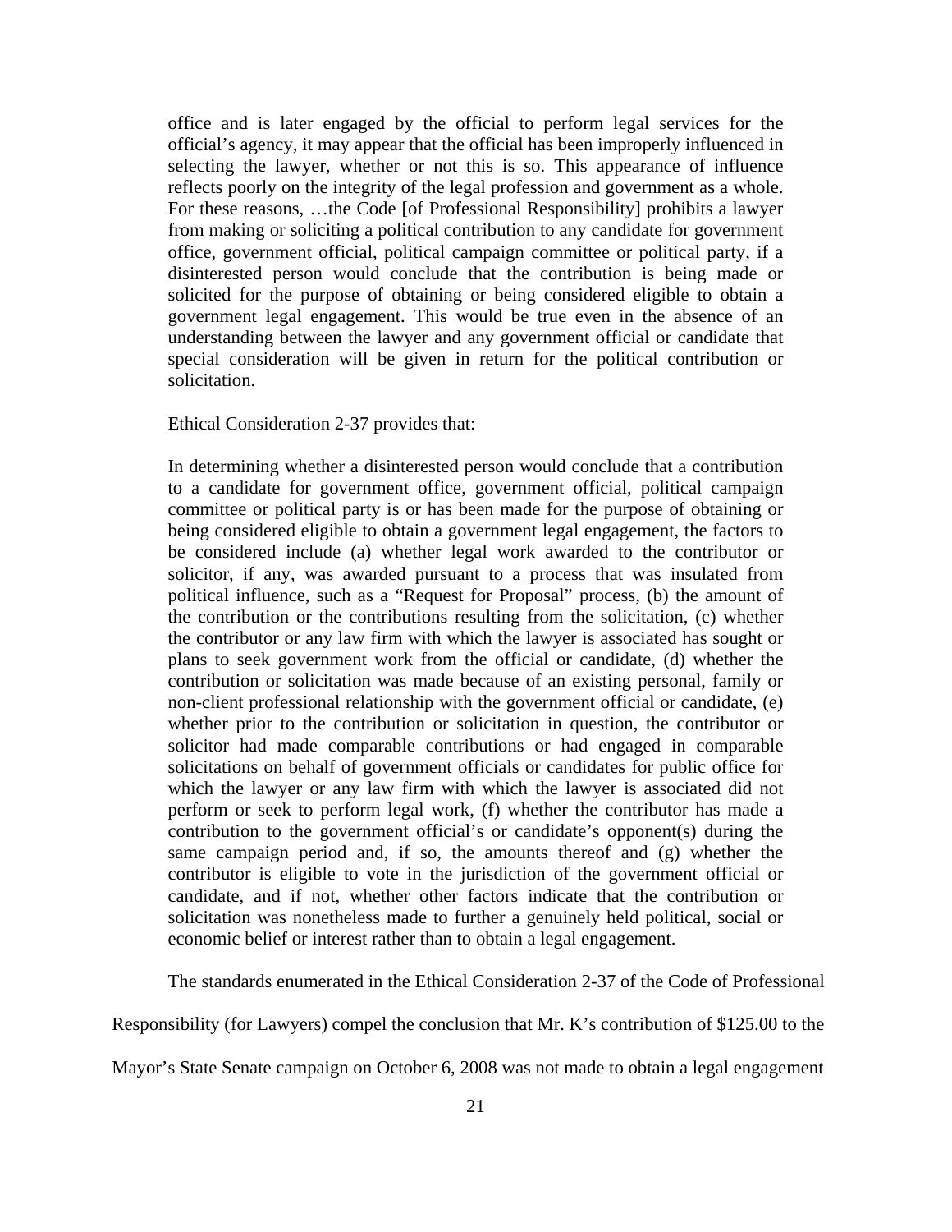> office and is later engaged by the official to perform legal services for the official's agency, it may appear that the official has been improperly influenced in selecting the lawyer, whether or not this is so. This appearance of influence reflects poorly on the integrity of the legal profession and government as a whole. For these reasons, …the Code [of Professional Responsibility] prohibits a lawyer from making or soliciting a political contribution to any candidate for government office, government official, political campaign committee or political party, if a disinterested person would conclude that the contribution is being made or solicited for the purpose of obtaining or being considered eligible to obtain a government legal engagement. This would be true even in the absence of an understanding between the lawyer and any government official or candidate that special consideration will be given in return for the political contribution or solicitation.

Ethical Consideration 2-37 provides that:

> In determining whether a disinterested person would conclude that a contribution to a candidate for government office, government official, political campaign committee or political party is or has been made for the purpose of obtaining or being considered eligible to obtain a government legal engagement, the factors to be considered include (a) whether legal work awarded to the contributor or solicitor, if any, was awarded pursuant to a process that was insulated from political influence, such as a "Request for Proposal" process, (b) the amount of the contribution or the contributions resulting from the solicitation, (c) whether the contributor or any law firm with which the lawyer is associated has sought or plans to seek government work from the official or candidate, (d) whether the contribution or solicitation was made because of an existing personal, family or non-client professional relationship with the government official or candidate, (e) whether prior to the contribution or solicitation in question, the contributor or solicitor had made comparable contributions or had engaged in comparable solicitations on behalf of government officials or candidates for public office for which the lawyer or any law firm with which the lawyer is associated did not perform or seek to perform legal work, (f) whether the contributor has made a contribution to the government official's or candidate's opponent(s) during the same campaign period and, if so, the amounts thereof and (g) whether the contributor is eligible to vote in the jurisdiction of the government official or candidate, and if not, whether other factors indicate that the contribution or solicitation was nonetheless made to further a genuinely held political, social or economic belief or interest rather than to obtain a legal engagement.

The standards enumerated in the Ethical Consideration 2-37 of the Code of Professional Responsibility (for Lawyers) compel the conclusion that Mr. K's contribution of $125.00 to the Mayor's State Senate campaign on October 6, 2008 was not made to obtain a legal engagement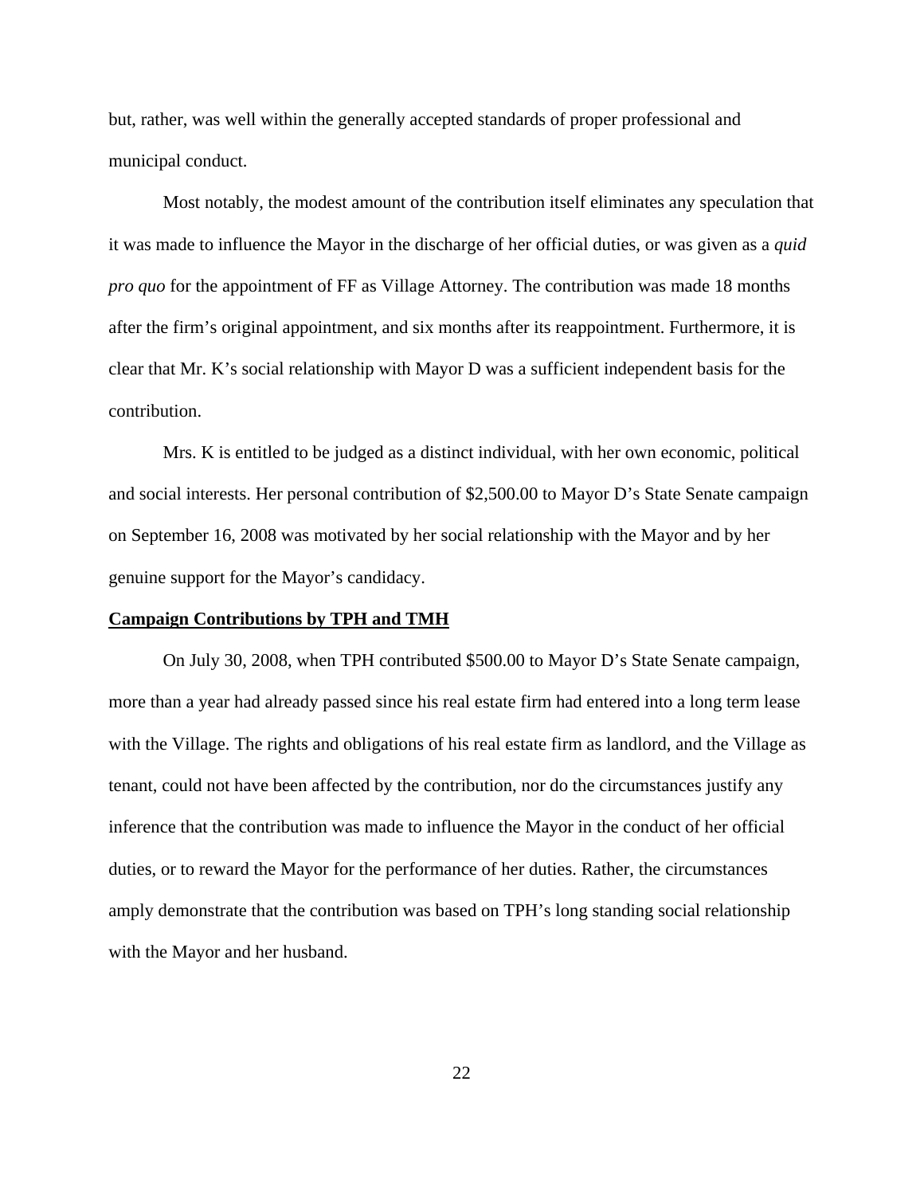but, rather, was well within the generally accepted standards of proper professional and municipal conduct.

Most notably, the modest amount of the contribution itself eliminates any speculation that it was made to influence the Mayor in the discharge of her official duties, or was given as a *quid pro quo* for the appointment of FF as Village Attorney. The contribution was made 18 months after the firm's original appointment, and six months after its reappointment. Furthermore, it is clear that Mr. K's social relationship with Mayor D was a sufficient independent basis for the contribution.

Mrs. K is entitled to be judged as a distinct individual, with her own economic, political and social interests. Her personal contribution of $2,500.00 to Mayor D's State Senate campaign on September 16, 2008 was motivated by her social relationship with the Mayor and by her genuine support for the Mayor's candidacy.

**Campaign Contributions by TPH and TMH**

On July 30, 2008, when TPH contributed $500.00 to Mayor D's State Senate campaign, more than a year had already passed since his real estate firm had entered into a long term lease with the Village. The rights and obligations of his real estate firm as landlord, and the Village as tenant, could not have been affected by the contribution, nor do the circumstances justify any inference that the contribution was made to influence the Mayor in the conduct of her official duties, or to reward the Mayor for the performance of her duties. Rather, the circumstances amply demonstrate that the contribution was based on TPH's long standing social relationship with the Mayor and her husband.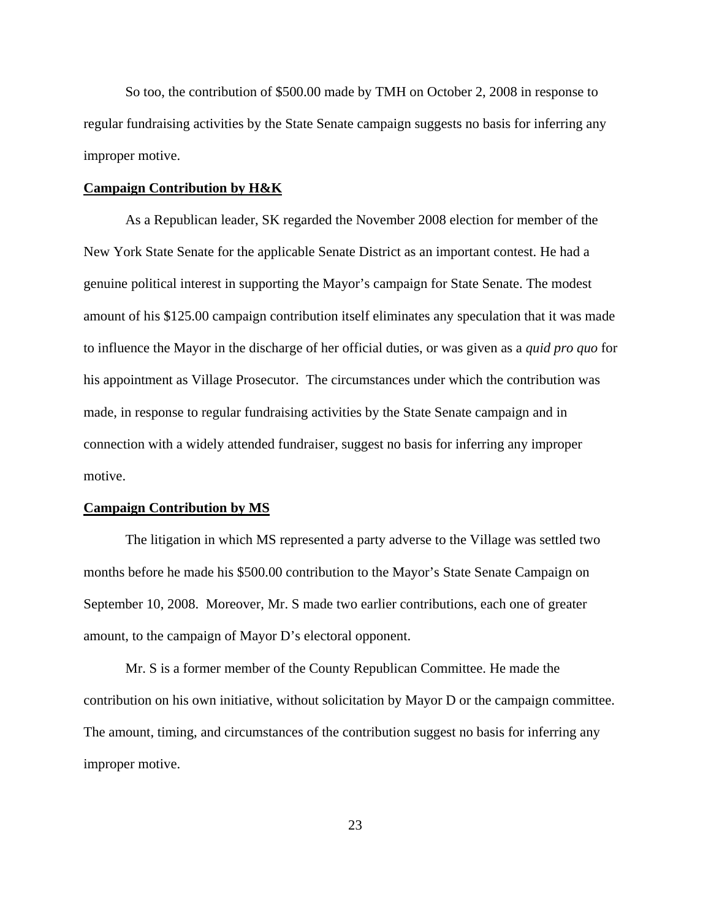So too, the contribution of $500.00 made by TMH on October 2, 2008 in response to regular fundraising activities by the State Senate campaign suggests no basis for inferring any improper motive.

**Campaign Contribution by H&K**

As a Republican leader, SK regarded the November 2008 election for member of the New York State Senate for the applicable Senate District as an important contest. He had a genuine political interest in supporting the Mayor's campaign for State Senate. The modest amount of his $125.00 campaign contribution itself eliminates any speculation that it was made to influence the Mayor in the discharge of her official duties, or was given as a *quid pro quo* for his appointment as Village Prosecutor. The circumstances under which the contribution was made, in response to regular fundraising activities by the State Senate campaign and in connection with a widely attended fundraiser, suggest no basis for inferring any improper motive.

**Campaign Contribution by MS**

The litigation in which MS represented a party adverse to the Village was settled two months before he made his $500.00 contribution to the Mayor's State Senate Campaign on September 10, 2008. Moreover, Mr. S made two earlier contributions, each one of greater amount, to the campaign of Mayor D's electoral opponent.

Mr. S is a former member of the County Republican Committee. He made the contribution on his own initiative, without solicitation by Mayor D or the campaign committee. The amount, timing, and circumstances of the contribution suggest no basis for inferring any improper motive.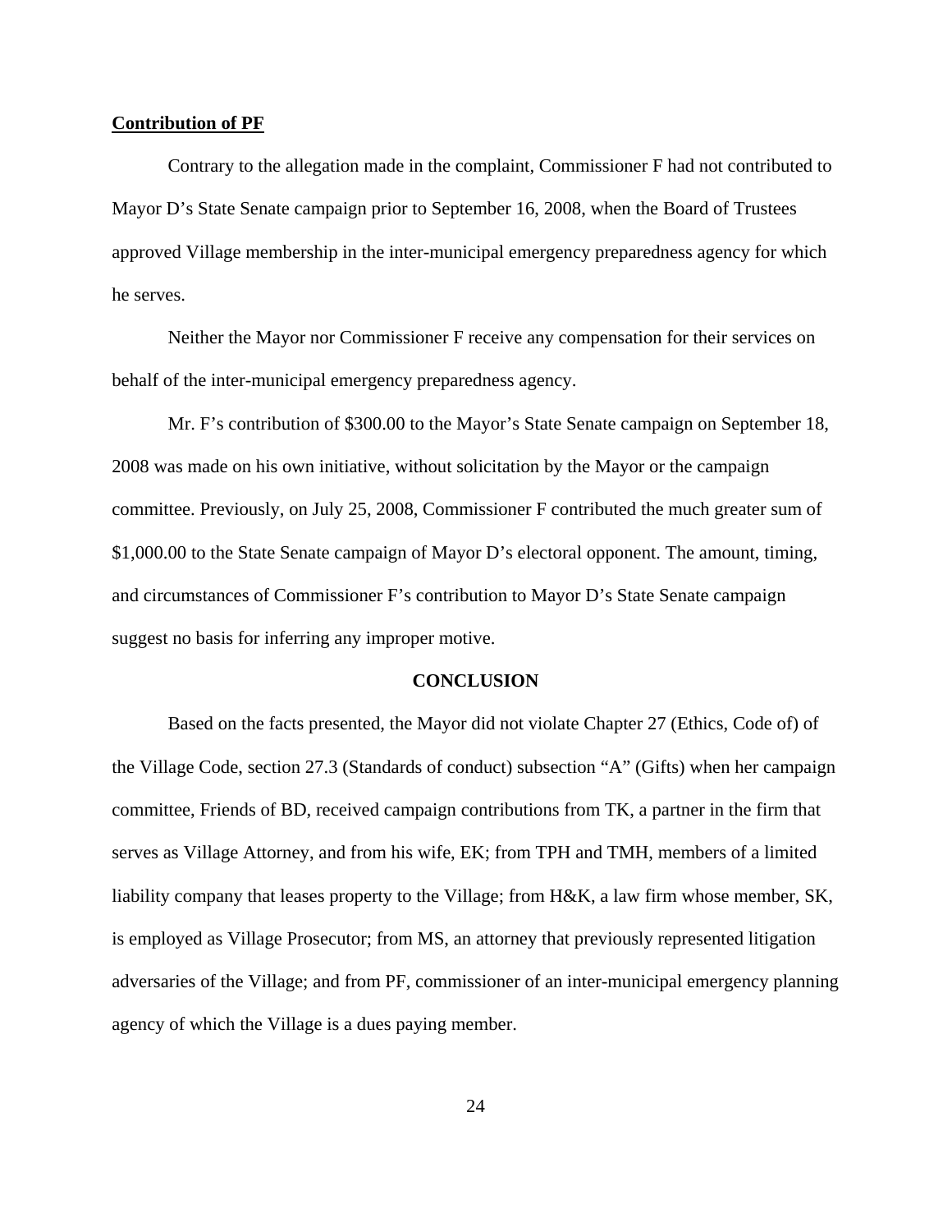**Contribution of PF**

Contrary to the allegation made in the complaint, Commissioner F had not contributed to Mayor D's State Senate campaign prior to September 16, 2008, when the Board of Trustees approved Village membership in the inter-municipal emergency preparedness agency for which he serves.

Neither the Mayor nor Commissioner F receive any compensation for their services on behalf of the inter-municipal emergency preparedness agency.

Mr. F's contribution of $300.00 to the Mayor's State Senate campaign on September 18, 2008 was made on his own initiative, without solicitation by the Mayor or the campaign committee. Previously, on July 25, 2008, Commissioner F contributed the much greater sum of $1,000.00 to the State Senate campaign of Mayor D's electoral opponent. The amount, timing, and circumstances of Commissioner F's contribution to Mayor D's State Senate campaign suggest no basis for inferring any improper motive.

## CONCLUSION

Based on the facts presented, the Mayor did not violate Chapter 27 (Ethics, Code of) of the Village Code, section 27.3 (Standards of conduct) subsection "A" (Gifts) when her campaign committee, Friends of BD, received campaign contributions from TK, a partner in the firm that serves as Village Attorney, and from his wife, EK; from TPH and TMH, members of a limited liability company that leases property to the Village; from H&K, a law firm whose member, SK, is employed as Village Prosecutor; from MS, an attorney that previously represented litigation adversaries of the Village; and from PF, commissioner of an inter-municipal emergency planning agency of which the Village is a dues paying member.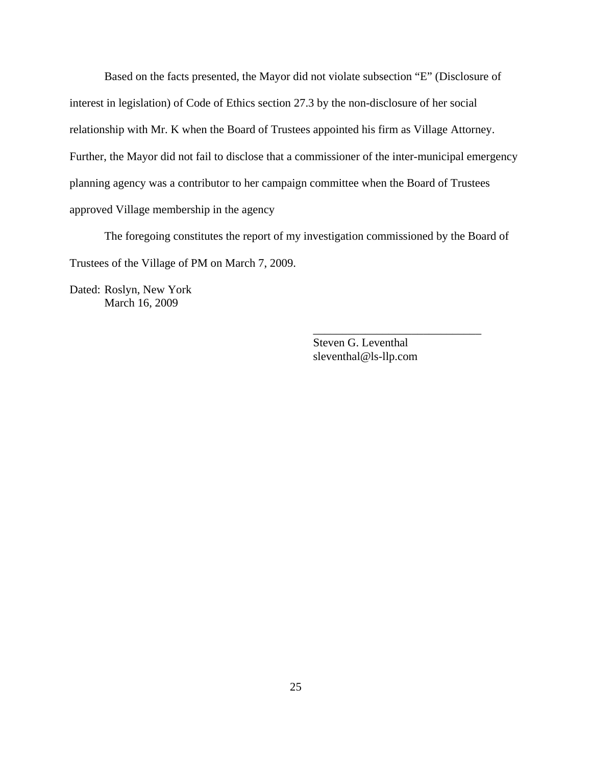Based on the facts presented, the Mayor did not violate subsection "E" (Disclosure of interest in legislation) of Code of Ethics section 27.3 by the non-disclosure of her social relationship with Mr. K when the Board of Trustees appointed his firm as Village Attorney. Further, the Mayor did not fail to disclose that a commissioner of the inter-municipal emergency planning agency was a contributor to her campaign committee when the Board of Trustees approved Village membership in the agency

The foregoing constitutes the report of my investigation commissioned by the Board of Trustees of the Village of PM on March 7, 2009.

Dated: Roslyn, New York
March 16, 2009

_____________________________
Steven G. Leventhal
sleventhal@ls-llp.com